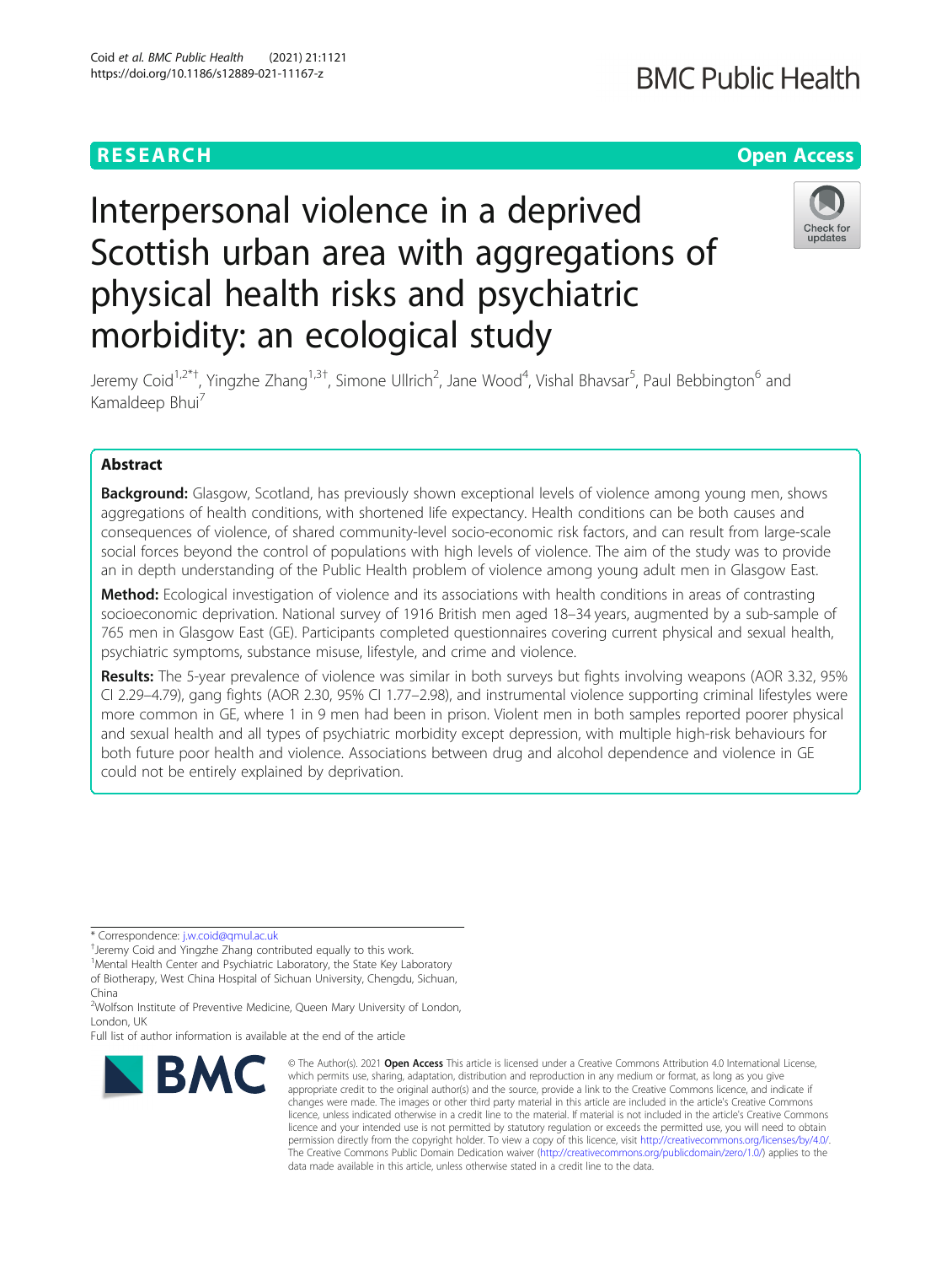RESEARCH

Open Access

# Interpersonal violence in a deprived Scottish urban area with aggregations of physical health risks and psychiatric morbidity: an ecological study

Jeremy Coid[1,2*†], Yingzhe Zhang[1,3†], Simone Ullrich[2], Jane Wood[4], Vishal Bhavsar[5], Paul Bebbington[6] and Kamaldeep Bhui[7]

## Abstract

**Background:** Glasgow, Scotland, has previously shown exceptional levels of violence among young men, shows aggregations of health conditions, with shortened life expectancy. Health conditions can be both causes and consequences of violence, of shared community-level socio-economic risk factors, and can result from large-scale social forces beyond the control of populations with high levels of violence. The aim of the study was to provide an in depth understanding of the Public Health problem of violence among young adult men in Glasgow East.

**Method:** Ecological investigation of violence and its associations with health conditions in areas of contrasting socioeconomic deprivation. National survey of 1916 British men aged 18–34 years, augmented by a sub-sample of 765 men in Glasgow East (GE). Participants completed questionnaires covering current physical and sexual health, psychiatric symptoms, substance misuse, lifestyle, and crime and violence.

**Results:** The 5-year prevalence of violence was similar in both surveys but fights involving weapons (AOR 3.32, 95% CI 2.29–4.79), gang fights (AOR 2.30, 95% CI 1.77–2.98), and instrumental violence supporting criminal lifestyles were more common in GE, where 1 in 9 men had been in prison. Violent men in both samples reported poorer physical and sexual health and all types of psychiatric morbidity except depression, with multiple high-risk behaviours for both future poor health and violence. Associations between drug and alcohol dependence and violence in GE could not be entirely explained by deprivation.

---

\* Correspondence: j.w.coid@qmul.ac.uk

†Jeremy Coid and Yingzhe Zhang contributed equally to this work.

[1]Mental Health Center and Psychiatric Laboratory, the State Key Laboratory of Biotherapy, West China Hospital of Sichuan University, Chengdu, Sichuan, China

[2]Wolfson Institute of Preventive Medicine, Queen Mary University of London, London, UK

Full list of author information is available at the end of the article

© The Author(s). 2021 **Open Access** This article is licensed under a Creative Commons Attribution 4.0 International License, which permits use, sharing, adaptation, distribution and reproduction in any medium or format, as long as you give appropriate credit to the original author(s) and the source, provide a link to the Creative Commons licence, and indicate if changes were made. The images or other third party material in this article are included in the article's Creative Commons licence, unless indicated otherwise in a credit line to the material. If material is not included in the article's Creative Commons licence and your intended use is not permitted by statutory regulation or exceeds the permitted use, you will need to obtain permission directly from the copyright holder. To view a copy of this licence, visit http://creativecommons.org/licenses/by/4.0/. The Creative Commons Public Domain Dedication waiver (http://creativecommons.org/publicdomain/zero/1.0/) applies to the data made available in this article, unless otherwise stated in a credit line to the data.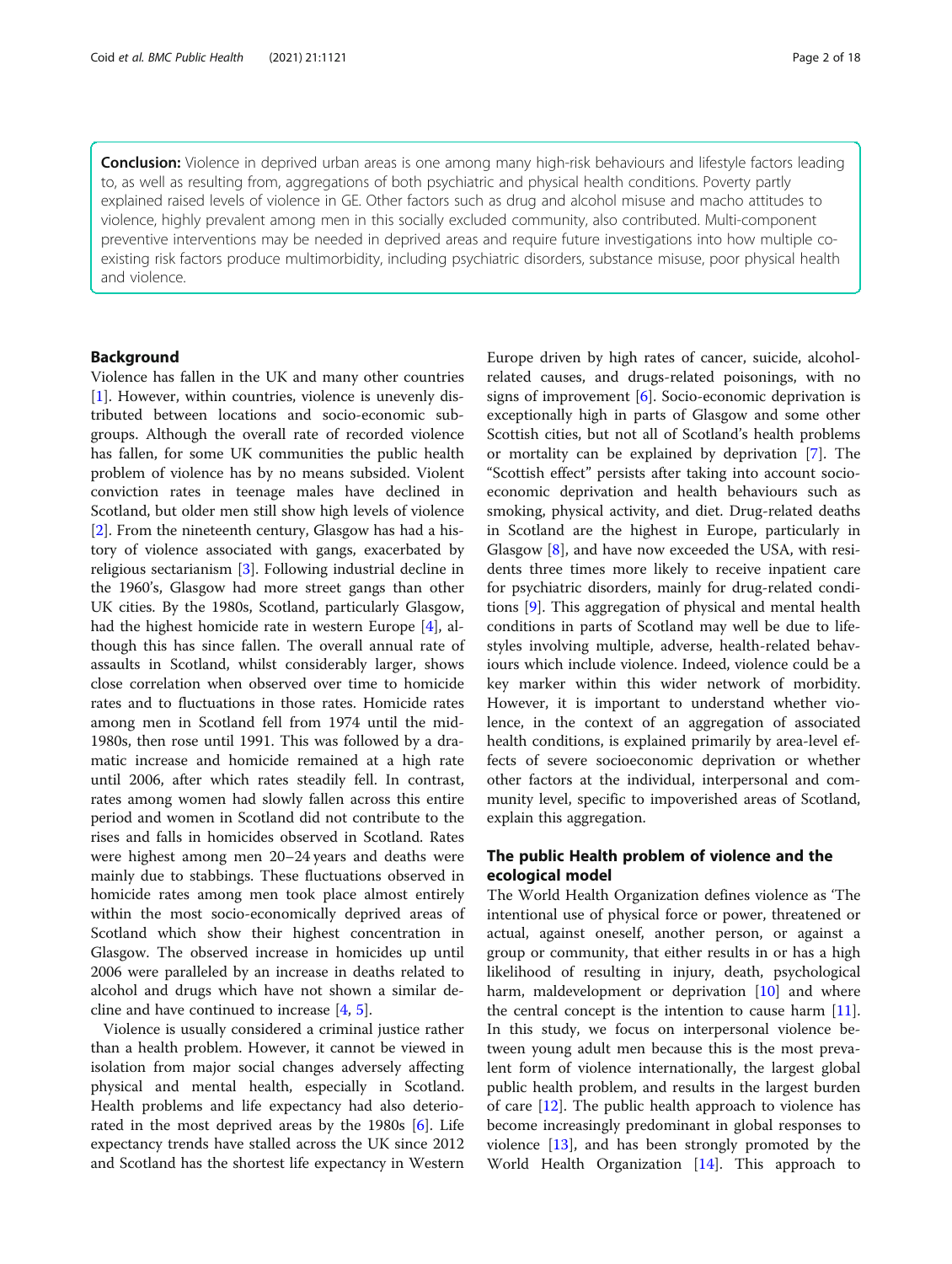**Conclusion:** Violence in deprived urban areas is one among many high-risk behaviours and lifestyle factors leading to, as well as resulting from, aggregations of both psychiatric and physical health conditions. Poverty partly explained raised levels of violence in GE. Other factors such as drug and alcohol misuse and macho attitudes to violence, highly prevalent among men in this socially excluded community, also contributed. Multi-component preventive interventions may be needed in deprived areas and require future investigations into how multiple co-existing risk factors produce multimorbidity, including psychiatric disorders, substance misuse, poor physical health and violence.

## Background

Violence has fallen in the UK and many other countries [1]. However, within countries, violence is unevenly distributed between locations and socio-economic subgroups. Although the overall rate of recorded violence has fallen, for some UK communities the public health problem of violence has by no means subsided. Violent conviction rates in teenage males have declined in Scotland, but older men still show high levels of violence [2]. From the nineteenth century, Glasgow has had a history of violence associated with gangs, exacerbated by religious sectarianism [3]. Following industrial decline in the 1960's, Glasgow had more street gangs than other UK cities. By the 1980s, Scotland, particularly Glasgow, had the highest homicide rate in western Europe [4], although this has since fallen. The overall annual rate of assaults in Scotland, whilst considerably larger, shows close correlation when observed over time to homicide rates and to fluctuations in those rates. Homicide rates among men in Scotland fell from 1974 until the mid-1980s, then rose until 1991. This was followed by a dramatic increase and homicide remained at a high rate until 2006, after which rates steadily fell. In contrast, rates among women had slowly fallen across this entire period and women in Scotland did not contribute to the rises and falls in homicides observed in Scotland. Rates were highest among men 20–24 years and deaths were mainly due to stabbings. These fluctuations observed in homicide rates among men took place almost entirely within the most socio-economically deprived areas of Scotland which show their highest concentration in Glasgow. The observed increase in homicides up until 2006 were paralleled by an increase in deaths related to alcohol and drugs which have not shown a similar decline and have continued to increase [4, 5].

Violence is usually considered a criminal justice rather than a health problem. However, it cannot be viewed in isolation from major social changes adversely affecting physical and mental health, especially in Scotland. Health problems and life expectancy had also deteriorated in the most deprived areas by the 1980s [6]. Life expectancy trends have stalled across the UK since 2012 and Scotland has the shortest life expectancy in Western Europe driven by high rates of cancer, suicide, alcohol-related causes, and drugs-related poisonings, with no signs of improvement [6]. Socio-economic deprivation is exceptionally high in parts of Glasgow and some other Scottish cities, but not all of Scotland's health problems or mortality can be explained by deprivation [7]. The "Scottish effect" persists after taking into account socio-economic deprivation and health behaviours such as smoking, physical activity, and diet. Drug-related deaths in Scotland are the highest in Europe, particularly in Glasgow [8], and have now exceeded the USA, with residents three times more likely to receive inpatient care for psychiatric disorders, mainly for drug-related conditions [9]. This aggregation of physical and mental health conditions in parts of Scotland may well be due to lifestyles involving multiple, adverse, health-related behaviours which include violence. Indeed, violence could be a key marker within this wider network of morbidity. However, it is important to understand whether violence, in the context of an aggregation of associated health conditions, is explained primarily by area-level effects of severe socioeconomic deprivation or whether other factors at the individual, interpersonal and community level, specific to impoverished areas of Scotland, explain this aggregation.

## The public Health problem of violence and the ecological model

The World Health Organization defines violence as 'The intentional use of physical force or power, threatened or actual, against oneself, another person, or against a group or community, that either results in or has a high likelihood of resulting in injury, death, psychological harm, maldevelopment or deprivation [10] and where the central concept is the intention to cause harm [11]. In this study, we focus on interpersonal violence between young adult men because this is the most prevalent form of violence internationally, the largest global public health problem, and results in the largest burden of care [12]. The public health approach to violence has become increasingly predominant in global responses to violence [13], and has been strongly promoted by the World Health Organization [14]. This approach to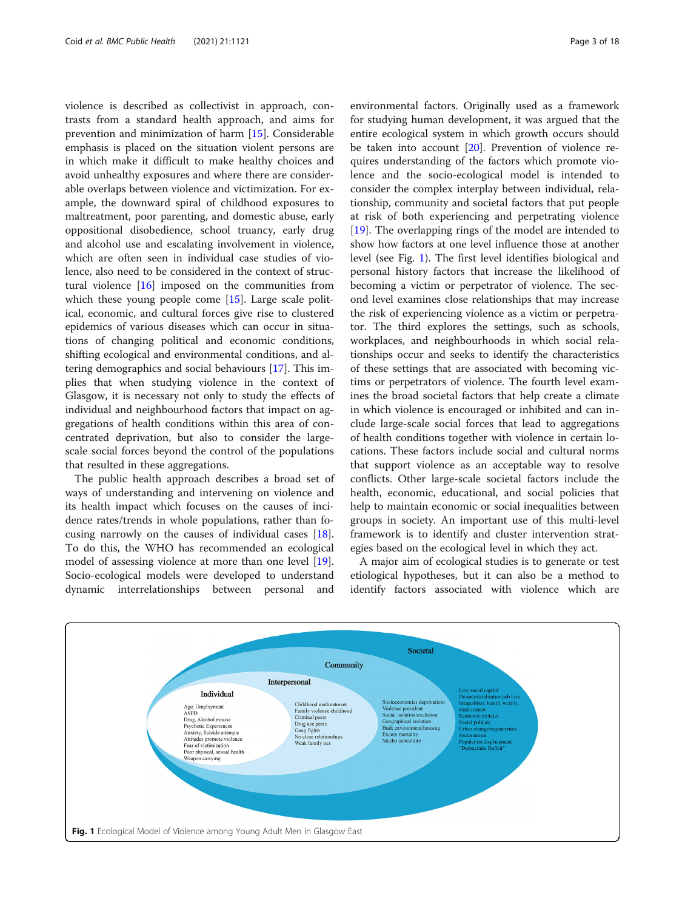violence is described as collectivist in approach, contrasts from a standard health approach, and aims for prevention and minimization of harm [15]. Considerable emphasis is placed on the situation violent persons are in which make it difficult to make healthy choices and avoid unhealthy exposures and where there are considerable overlaps between violence and victimization. For example, the downward spiral of childhood exposures to maltreatment, poor parenting, and domestic abuse, early oppositional disobedience, school truancy, early drug and alcohol use and escalating involvement in violence, which are often seen in individual case studies of violence, also need to be considered in the context of structural violence [16] imposed on the communities from which these young people come [15]. Large scale political, economic, and cultural forces give rise to clustered epidemics of various diseases which can occur in situations of changing political and economic conditions, shifting ecological and environmental conditions, and altering demographics and social behaviours [17]. This implies that when studying violence in the context of Glasgow, it is necessary not only to study the effects of individual and neighbourhood factors that impact on aggregations of health conditions within this area of concentrated deprivation, but also to consider the large-scale social forces beyond the control of the populations that resulted in these aggregations.

The public health approach describes a broad set of ways of understanding and intervening on violence and its health impact which focuses on the causes of incidence rates/trends in whole populations, rather than focusing narrowly on the causes of individual cases [18]. To do this, the WHO has recommended an ecological model of assessing violence at more than one level [19]. Socio-ecological models were developed to understand dynamic interrelationships between personal and environmental factors. Originally used as a framework for studying human development, it was argued that the entire ecological system in which growth occurs should be taken into account [20]. Prevention of violence requires understanding of the factors which promote violence and the socio-ecological model is intended to consider the complex interplay between individual, relationship, community and societal factors that put people at risk of both experiencing and perpetrating violence [19]. The overlapping rings of the model are intended to show how factors at one level influence those at another level (see Fig. 1). The first level identifies biological and personal history factors that increase the likelihood of becoming a victim or perpetrator of violence. The second level examines close relationships that may increase the risk of experiencing violence as a victim or perpetrator. The third level explores the settings, such as schools, workplaces, and neighbourhoods in which social relationships occur and seeks to identify the characteristics of these settings that are associated with becoming victims or perpetrators of violence. The fourth level examines the broad societal factors that help create a climate in which violence is encouraged or inhibited and can include large-scale social forces that lead to aggregations of health conditions together with violence in certain locations. These factors include social and cultural norms that support violence as an acceptable way to resolve conflicts. Other large-scale societal factors include the health, economic, educational, and social policies that help to maintain economic or social inequalities between groups in society. An important use of this multi-level framework is to identify and cluster intervention strategies based on the ecological level in which they act.

A major aim of ecological studies is to generate or test etiological hypotheses, but it can also be a method to identify factors associated with violence which are

**Individual**: Age, Unemployment; ASPD; Drug, Alcohol misuse; Psychotic Experiences; Anxiety, Suicide attempts; Attitudes promote violence; Fear of victimization; Poor physical, sexual health; Weapon carrying

**Interpersonal**: Childhood maltreatment; Family violence childhood; Criminal peers; Drug use peers; Gang fights; No close relationships; Weak family ties

**Community**: Socioeconomics deprivation; Violence prevalent; Social isolation/exclusion; Geographical isolation; Built environment/housing; Excess mortality; Macho subculture

**Societal**: Low social capital; De-industrialisation/job loss; Inequalities: health, wealth, employment; Economic policies; Social policies; Urban change/regeneration; Sectarianism; Population displacement; "Democratic Deficit"

**Fig. 1** Ecological Model of Violence among Young Adult Men in Glasgow East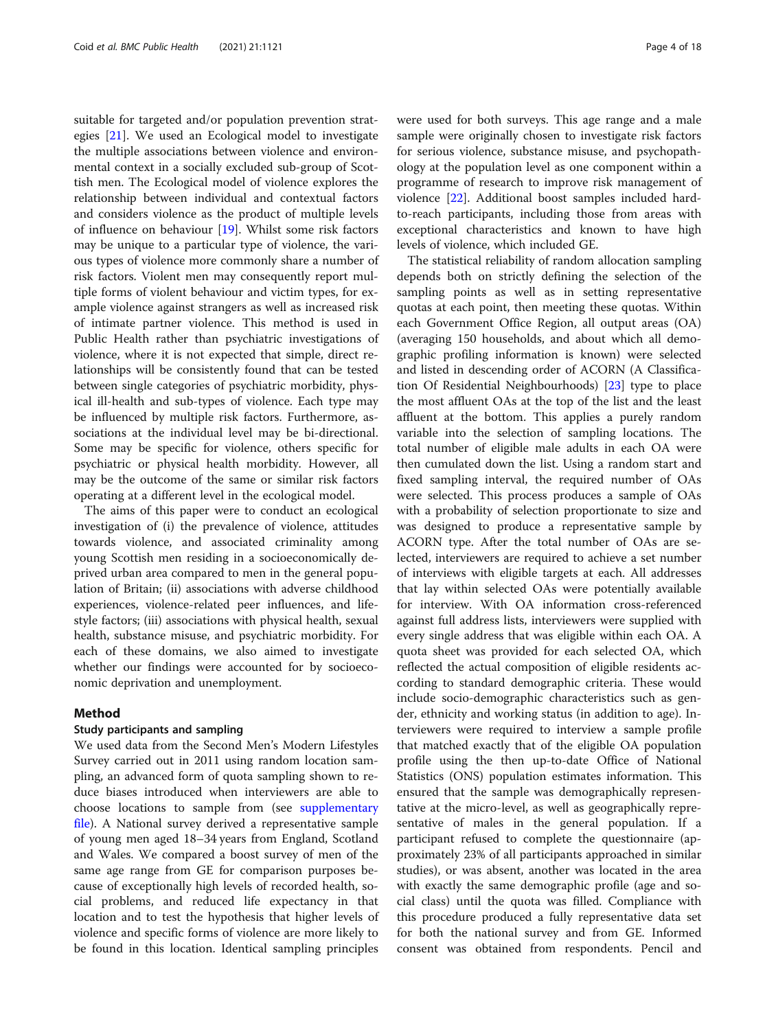suitable for targeted and/or population prevention strategies [21]. We used an Ecological model to investigate the multiple associations between violence and environmental context in a socially excluded sub-group of Scottish men. The Ecological model of violence explores the relationship between individual and contextual factors and considers violence as the product of multiple levels of influence on behaviour [19]. Whilst some risk factors may be unique to a particular type of violence, the various types of violence more commonly share a number of risk factors. Violent men may consequently report multiple forms of violent behaviour and victim types, for example violence against strangers as well as increased risk of intimate partner violence. This method is used in Public Health rather than psychiatric investigations of violence, where it is not expected that simple, direct relationships will be consistently found that can be tested between single categories of psychiatric morbidity, physical ill-health and sub-types of violence. Each type may be influenced by multiple risk factors. Furthermore, associations at the individual level may be bi-directional. Some may be specific for violence, others specific for psychiatric or physical health morbidity. However, all may be the outcome of the same or similar risk factors operating at a different level in the ecological model.

The aims of this paper were to conduct an ecological investigation of (i) the prevalence of violence, attitudes towards violence, and associated criminality among young Scottish men residing in a socioeconomically deprived urban area compared to men in the general population of Britain; (ii) associations with adverse childhood experiences, violence-related peer influences, and lifestyle factors; (iii) associations with physical health, sexual health, substance misuse, and psychiatric morbidity. For each of these domains, we also aimed to investigate whether our findings were accounted for by socioeconomic deprivation and unemployment.

## Method

### Study participants and sampling

We used data from the Second Men's Modern Lifestyles Survey carried out in 2011 using random location sampling, an advanced form of quota sampling shown to reduce biases introduced when interviewers are able to choose locations to sample from (see supplementary file). A National survey derived a representative sample of young men aged 18–34 years from England, Scotland and Wales. We compared a boost survey of men of the same age range from GE for comparison purposes because of exceptionally high levels of recorded health, social problems, and reduced life expectancy in that location and to test the hypothesis that higher levels of violence and specific forms of violence are more likely to be found in this location. Identical sampling principles were used for both surveys. This age range and a male sample were originally chosen to investigate risk factors for serious violence, substance misuse, and psychopathology at the population level as one component within a programme of research to improve risk management of violence [22]. Additional boost samples included hard-to-reach participants, including those from areas with exceptional characteristics and known to have high levels of violence, which included GE.

The statistical reliability of random allocation sampling depends both on strictly defining the selection of the sampling points as well as in setting representative quotas at each point, then meeting these quotas. Within each Government Office Region, all output areas (OA) (averaging 150 households, and about which all demographic profiling information is known) were selected and listed in descending order of ACORN (A Classification Of Residential Neighbourhoods) [23] type to place the most affluent OAs at the top of the list and the least affluent at the bottom. This applies a purely random variable into the selection of sampling locations. The total number of eligible male adults in each OA were then cumulated down the list. Using a random start and fixed sampling interval, the required number of OAs were selected. This process produces a sample of OAs with a probability of selection proportionate to size and was designed to produce a representative sample by ACORN type. After the total number of OAs are selected, interviewers are required to achieve a set number of interviews with eligible targets at each. All addresses that lay within selected OAs were potentially available for interview. With OA information cross-referenced against full address lists, interviewers were supplied with every single address that was eligible within each OA. A quota sheet was provided for each selected OA, which reflected the actual composition of eligible residents according to standard demographic criteria. These would include socio-demographic characteristics such as gender, ethnicity and working status (in addition to age). Interviewers were required to interview a sample profile that matched exactly that of the eligible OA population profile using the then up-to-date Office of National Statistics (ONS) population estimates information. This ensured that the sample was demographically representative at the micro-level, as well as geographically representative of males in the general population. If a participant refused to complete the questionnaire (approximately 23% of all participants approached in similar studies), or was absent, another was located in the area with exactly the same demographic profile (age and social class) until the quota was filled. Compliance with this procedure produced a fully representative data set for both the national survey and from GE. Informed consent was obtained from respondents. Pencil and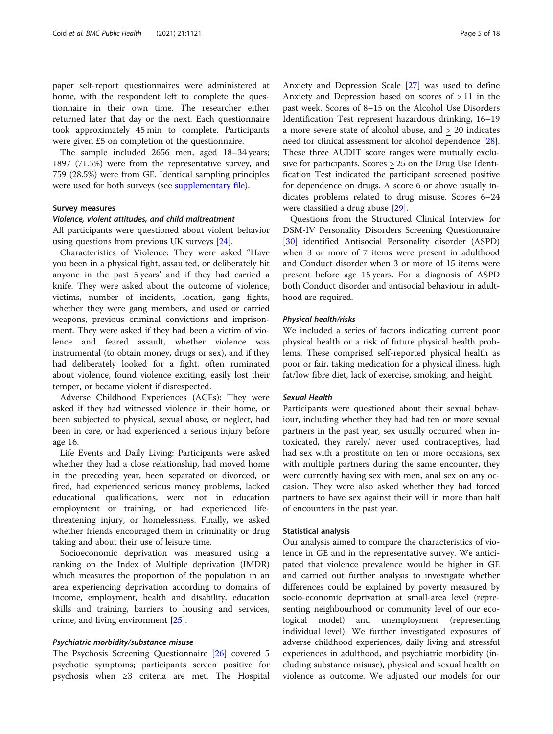paper self-report questionnaires were administered at home, with the respondent left to complete the questionnaire in their own time. The researcher either returned later that day or the next. Each questionnaire took approximately 45 min to complete. Participants were given £5 on completion of the questionnaire.

The sample included 2656 men, aged 18–34 years; 1897 (71.5%) were from the representative survey, and 759 (28.5%) were from GE. Identical sampling principles were used for both surveys (see supplementary file).

## Survey measures

### Violence, violent attitudes, and child maltreatment

All participants were questioned about violent behavior using questions from previous UK surveys [24].

Characteristics of Violence: They were asked "Have you been in a physical fight, assaulted, or deliberately hit anyone in the past 5 years' and if they had carried a knife. They were asked about the outcome of violence, victims, number of incidents, location, gang fights, whether they were gang members, and used or carried weapons, previous criminal convictions and imprisonment. They were asked if they had been a victim of violence and feared assault, whether violence was instrumental (to obtain money, drugs or sex), and if they had deliberately looked for a fight, often ruminated about violence, found violence exciting, easily lost their temper, or became violent if disrespected.

Adverse Childhood Experiences (ACEs): They were asked if they had witnessed violence in their home, or been subjected to physical, sexual abuse, or neglect, had been in care, or had experienced a serious injury before age 16.

Life Events and Daily Living: Participants were asked whether they had a close relationship, had moved home in the preceding year, been separated or divorced, or fired, had experienced serious money problems, lacked educational qualifications, were not in education employment or training, or had experienced life-threatening injury, or homelessness. Finally, we asked whether friends encouraged them in criminality or drug taking and about their use of leisure time.

Socioeconomic deprivation was measured using a ranking on the Index of Multiple deprivation (IMDR) which measures the proportion of the population in an area experiencing deprivation according to domains of income, employment, health and disability, education skills and training, barriers to housing and services, crime, and living environment [25].

### Psychiatric morbidity/substance misuse

The Psychosis Screening Questionnaire [26] covered 5 psychotic symptoms; participants screen positive for psychosis when ≥3 criteria are met. The Hospital Anxiety and Depression Scale [27] was used to define Anxiety and Depression based on scores of > 11 in the past week. Scores of 8–15 on the Alcohol Use Disorders Identification Test represent hazardous drinking, 16–19 a more severe state of alcohol abuse, and ≥ 20 indicates need for clinical assessment for alcohol dependence [28]. These three AUDIT score ranges were mutually exclusive for participants. Scores ≥ 25 on the Drug Use Identification Test indicated the participant screened positive for dependence on drugs. A score 6 or above usually indicates problems related to drug misuse. Scores 6–24 were classified a drug abuse [29].

Questions from the Structured Clinical Interview for DSM-IV Personality Disorders Screening Questionnaire [30] identified Antisocial Personality disorder (ASPD) when 3 or more of 7 items were present in adulthood and Conduct disorder when 3 or more of 15 items were present before age 15 years. For a diagnosis of ASPD both Conduct disorder and antisocial behaviour in adulthood are required.

### Physical health/risks

We included a series of factors indicating current poor physical health or a risk of future physical health problems. These comprised self-reported physical health as poor or fair, taking medication for a physical illness, high fat/low fibre diet, lack of exercise, smoking, and height.

### Sexual Health

Participants were questioned about their sexual behaviour, including whether they had had ten or more sexual partners in the past year, sex usually occurred when intoxicated, they rarely/ never used contraceptives, had had sex with a prostitute on ten or more occasions, sex with multiple partners during the same encounter, they were currently having sex with men, anal sex on any occasion. They were also asked whether they had forced partners to have sex against their will in more than half of encounters in the past year.

## Statistical analysis

Our analysis aimed to compare the characteristics of violence in GE and in the representative survey. We anticipated that violence prevalence would be higher in GE and carried out further analysis to investigate whether differences could be explained by poverty measured by socio-economic deprivation at small-area level (representing neighbourhood or community level of our ecological model) and unemployment (representing individual level). We further investigated exposures of adverse childhood experiences, daily living and stressful experiences in adulthood, and psychiatric morbidity (including substance misuse), physical and sexual health on violence as outcome. We adjusted our models for our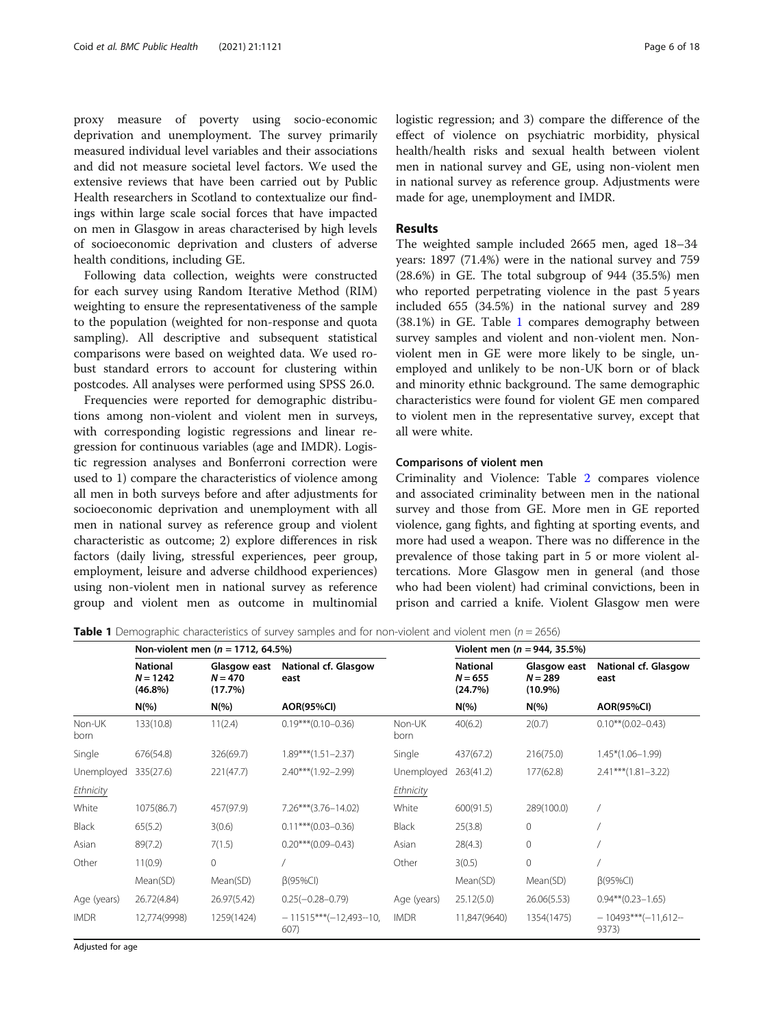proxy measure of poverty using socio-economic deprivation and unemployment. The survey primarily measured individual level variables and their associations and did not measure societal level factors. We used the extensive reviews that have been carried out by Public Health researchers in Scotland to contextualize our findings within large scale social forces that have impacted on men in Glasgow in areas characterised by high levels of socioeconomic deprivation and clusters of adverse health conditions, including GE.

Following data collection, weights were constructed for each survey using Random Iterative Method (RIM) weighting to ensure the representativeness of the sample to the population (weighted for non-response and quota sampling). All descriptive and subsequent statistical comparisons were based on weighted data. We used robust standard errors to account for clustering within postcodes. All analyses were performed using SPSS 26.0.

Frequencies were reported for demographic distributions among non-violent and violent men in surveys, with corresponding logistic regressions and linear regression for continuous variables (age and IMDR). Logistic regression analyses and Bonferroni correction were used to 1) compare the characteristics of violence among all men in both surveys before and after adjustments for socioeconomic deprivation and unemployment with all men in national survey as reference group and violent characteristic as outcome; 2) explore differences in risk factors (daily living, stressful experiences, peer group, employment, leisure and adverse childhood experiences) using non-violent men in national survey as reference group and violent men as outcome in multinomial logistic regression; and 3) compare the difference of the effect of violence on psychiatric morbidity, physical health/health risks and sexual health between violent men in national survey and GE, using non-violent men in national survey as reference group. Adjustments were made for age, unemployment and IMDR.

## Results

The weighted sample included 2665 men, aged 18–34 years: 1897 (71.4%) were in the national survey and 759 (28.6%) in GE. The total subgroup of 944 (35.5%) men who reported perpetrating violence in the past 5 years included 655 (34.5%) in the national survey and 289 (38.1%) in GE. Table 1 compares demography between survey samples and violent and non-violent men. Non-violent men in GE were more likely to be single, unemployed and unlikely to be non-UK born or of black and minority ethnic background. The same demographic characteristics were found for violent GE men compared to violent men in the representative survey, except that all were white.

### Comparisons of violent men

Criminality and Violence: Table 2 compares violence and associated criminality between men in the national survey and those from GE. More men in GE reported violence, gang fights, and fighting at sporting events, and more had used a weapon. There was no difference in the prevalence of those taking part in 5 or more violent altercations. More Glasgow men in general (and those who had been violent) had criminal convictions, been in prison and carried a knife. Violent Glasgow men were

**Table 1** Demographic characteristics of survey samples and for non-violent and violent men ($n = 2656$)

| | Non-violent men ($n = 1712$, 64.5%) | | | | Violent men ($n = 944$, 35.5%) | | |
|---|---|---|---|---|---|---|---|
| | National $N = 1242$ (46.8%) | Glasgow east $N = 470$ (17.7%) | National cf. Glasgow east | | National $N = 655$ (24.7%) | Glasgow east $N = 289$ (10.9%) | National cf. Glasgow east |
| | N(%) | N(%) | AOR(95%CI) | | N(%) | N(%) | AOR(95%CI) |
| Non-UK born | 133(10.8) | 11(2.4) | 0.19***(0.10–0.36) | Non-UK born | 40(6.2) | 2(0.7) | 0.10**(0.02–0.43) |
| Single | 676(54.8) | 326(69.7) | 1.89***(1.51–2.37) | Single | 437(67.2) | 216(75.0) | 1.45*(1.06–1.99) |
| Unemployed | 335(27.6) | 221(47.7) | 2.40***(1.92–2.99) | Unemployed | 263(41.2) | 177(62.8) | 2.41***(1.81–3.22) |
| *Ethnicity* | | | | *Ethnicity* | | | |
| White | 1075(86.7) | 457(97.9) | 7.26***(3.76–14.02) | White | 600(91.5) | 289(100.0) | / |
| Black | 65(5.2) | 3(0.6) | 0.11***(0.03–0.36) | Black | 25(3.8) | 0 | / |
| Asian | 89(7.2) | 7(1.5) | 0.20***(0.09–0.43) | Asian | 28(4.3) | 0 | / |
| Other | 11(0.9) | 0 | / | Other | 3(0.5) | 0 | / |
| | Mean(SD) | Mean(SD) | β(95%CI) | | Mean(SD) | Mean(SD) | β(95%CI) |
| Age (years) | 26.72(4.84) | 26.97(5.42) | 0.25(−0.28–0.79) | Age (years) | 25.12(5.0) | 26.06(5.53) | 0.94**(0.23–1.65) |
| IMDR | 12,774(9998) | 1259(1424) | − 11515***(−12,493–-10, 607) | IMDR | 11,847(9640) | 1354(1475) | − 10493***(−11,612–-9373) |

Adjusted for age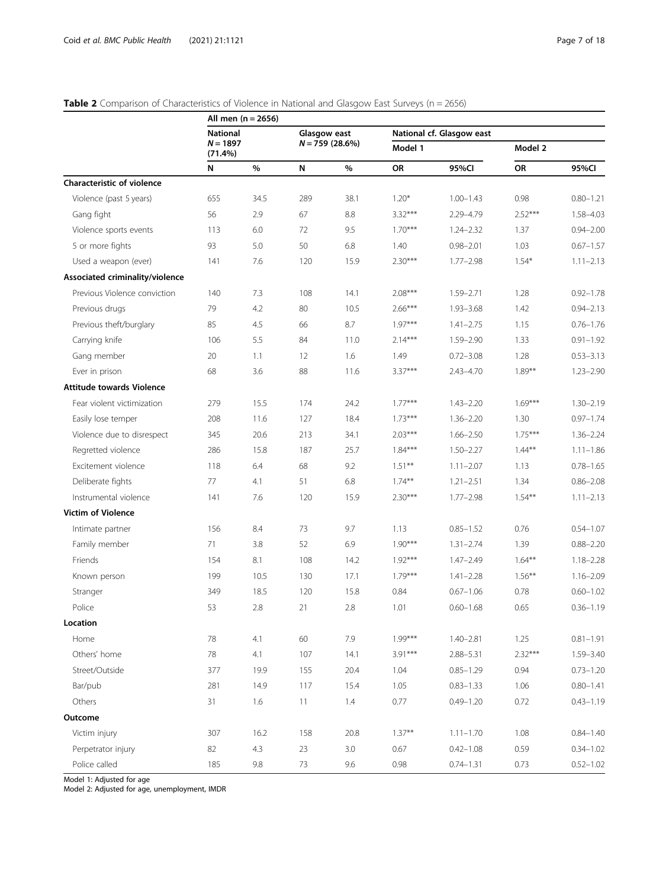**Table 2** Comparison of Characteristics of Violence in National and Glasgow East Surveys (n = 2656)

| | All men (n = 2656) | | | | | | | |
|---|---|---|---|---|---|---|---|---|
| | National $N = 1897$ (71.4%) | | Glasgow east $N = 759$ (28.6%) | | National cf. Glasgow east | | | |
| | | | | | Model 1 | | Model 2 | |
| | N | % | N | % | OR | 95%CI | OR | 95%CI |
| **Characteristic of violence** | | | | | | | | |
| Violence (past 5 years) | 655 | 34.5 | 289 | 38.1 | 1.20* | 1.00–1.43 | 0.98 | 0.80–1.21 |
| Gang fight | 56 | 2.9 | 67 | 8.8 | 3.32*** | 2.29–4.79 | 2.52*** | 1.58–4.03 |
| Violence sports events | 113 | 6.0 | 72 | 9.5 | 1.70*** | 1.24–2.32 | 1.37 | 0.94–2.00 |
| 5 or more fights | 93 | 5.0 | 50 | 6.8 | 1.40 | 0.98–2.01 | 1.03 | 0.67–1.57 |
| Used a weapon (ever) | 141 | 7.6 | 120 | 15.9 | 2.30*** | 1.77–2.98 | 1.54* | 1.11–2.13 |
| **Associated criminality/violence** | | | | | | | | |
| Previous Violence conviction | 140 | 7.3 | 108 | 14.1 | 2.08*** | 1.59–2.71 | 1.28 | 0.92–1.78 |
| Previous drugs | 79 | 4.2 | 80 | 10.5 | 2.66*** | 1.93–3.68 | 1.42 | 0.94–2.13 |
| Previous theft/burglary | 85 | 4.5 | 66 | 8.7 | 1.97*** | 1.41–2.75 | 1.15 | 0.76–1.76 |
| Carrying knife | 106 | 5.5 | 84 | 11.0 | 2.14*** | 1.59–2.90 | 1.33 | 0.91–1.92 |
| Gang member | 20 | 1.1 | 12 | 1.6 | 1.49 | 0.72–3.08 | 1.28 | 0.53–3.13 |
| Ever in prison | 68 | 3.6 | 88 | 11.6 | 3.37*** | 2.43–4.70 | 1.89** | 1.23–2.90 |
| **Attitude towards Violence** | | | | | | | | |
| Fear violent victimization | 279 | 15.5 | 174 | 24.2 | 1.77*** | 1.43–2.20 | 1.69*** | 1.30–2.19 |
| Easily lose temper | 208 | 11.6 | 127 | 18.4 | 1.73*** | 1.36–2.20 | 1.30 | 0.97–1.74 |
| Violence due to disrespect | 345 | 20.6 | 213 | 34.1 | 2.03*** | 1.66–2.50 | 1.75*** | 1.36–2.24 |
| Regretted violence | 286 | 15.8 | 187 | 25.7 | 1.84*** | 1.50–2.27 | 1.44** | 1.11–1.86 |
| Excitement violence | 118 | 6.4 | 68 | 9.2 | 1.51** | 1.11–2.07 | 1.13 | 0.78–1.65 |
| Deliberate fights | 77 | 4.1 | 51 | 6.8 | 1.74** | 1.21–2.51 | 1.34 | 0.86–2.08 |
| Instrumental violence | 141 | 7.6 | 120 | 15.9 | 2.30*** | 1.77–2.98 | 1.54** | 1.11–2.13 |
| **Victim of Violence** | | | | | | | | |
| Intimate partner | 156 | 8.4 | 73 | 9.7 | 1.13 | 0.85–1.52 | 0.76 | 0.54–1.07 |
| Family member | 71 | 3.8 | 52 | 6.9 | 1.90*** | 1.31–2.74 | 1.39 | 0.88–2.20 |
| Friends | 154 | 8.1 | 108 | 14.2 | 1.92*** | 1.47–2.49 | 1.64** | 1.18–2.28 |
| Known person | 199 | 10.5 | 130 | 17.1 | 1.79*** | 1.41–2.28 | 1.56** | 1.16–2.09 |
| Stranger | 349 | 18.5 | 120 | 15.8 | 0.84 | 0.67–1.06 | 0.78 | 0.60–1.02 |
| Police | 53 | 2.8 | 21 | 2.8 | 1.01 | 0.60–1.68 | 0.65 | 0.36–1.19 |
| **Location** | | | | | | | | |
| Home | 78 | 4.1 | 60 | 7.9 | 1.99*** | 1.40–2.81 | 1.25 | 0.81–1.91 |
| Others' home | 78 | 4.1 | 107 | 14.1 | 3.91*** | 2.88–5.31 | 2.32*** | 1.59–3.40 |
| Street/Outside | 377 | 19.9 | 155 | 20.4 | 1.04 | 0.85–1.29 | 0.94 | 0.73–1.20 |
| Bar/pub | 281 | 14.9 | 117 | 15.4 | 1.05 | 0.83–1.33 | 1.06 | 0.80–1.41 |
| Others | 31 | 1.6 | 11 | 1.4 | 0.77 | 0.49–1.20 | 0.72 | 0.43–1.19 |
| **Outcome** | | | | | | | | |
| Victim injury | 307 | 16.2 | 158 | 20.8 | 1.37** | 1.11–1.70 | 1.08 | 0.84–1.40 |
| Perpetrator injury | 82 | 4.3 | 23 | 3.0 | 0.67 | 0.42–1.08 | 0.59 | 0.34–1.02 |
| Police called | 185 | 9.8 | 73 | 9.6 | 0.98 | 0.74–1.31 | 0.73 | 0.52–1.02 |

Model 1: Adjusted for age
Model 2: Adjusted for age, unemployment, IMDR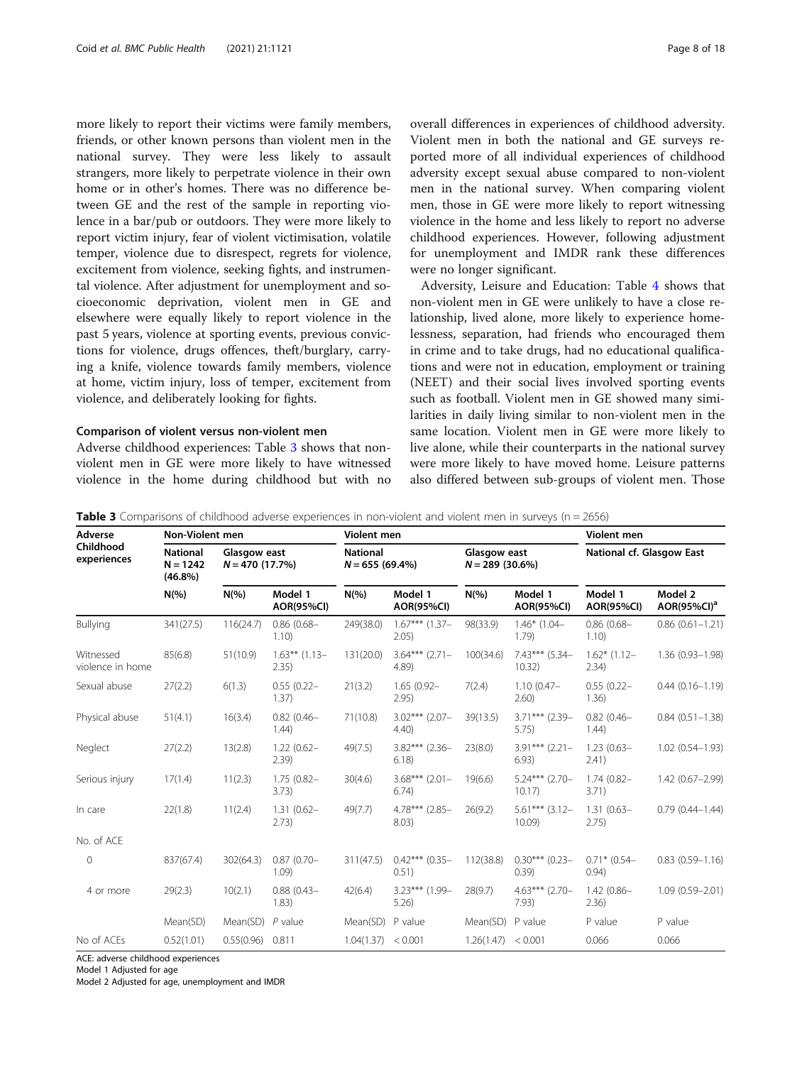more likely to report their victims were family members, friends, or other known persons than violent men in the national survey. They were less likely to assault strangers, more likely to perpetrate violence in their own home or in other's homes. There was no difference between GE and the rest of the sample in reporting violence in a bar/pub or outdoors. They were more likely to report victim injury, fear of violent victimisation, volatile temper, violence due to disrespect, regrets for violence, excitement from violence, seeking fights, and instrumental violence. After adjustment for unemployment and socioeconomic deprivation, violent men in GE and elsewhere were equally likely to report violence in the past 5 years, violence at sporting events, previous convictions for violence, drugs offences, theft/burglary, carrying a knife, violence towards family members, violence at home, victim injury, loss of temper, excitement from violence, and deliberately looking for fights.

### Comparison of violent versus non-violent men

Adverse childhood experiences: Table 3 shows that non-violent men in GE were more likely to have witnessed violence in the home during childhood but with no overall differences in experiences of childhood adversity. Violent men in both the national and GE surveys reported more of all individual experiences of childhood adversity except sexual abuse compared to non-violent men in the national survey. When comparing violent men, those in GE were more likely to report witnessing violence in the home and less likely to report no adverse childhood experiences. However, following adjustment for unemployment and IMDR rank these differences were no longer significant.

Adversity, Leisure and Education: Table 4 shows that non-violent men in GE were unlikely to have a close relationship, lived alone, more likely to experience homelessness, separation, had friends who encouraged them in crime and to take drugs, had no educational qualifications and were not in education, employment or training (NEET) and their social lives involved sporting events such as football. Violent men in GE showed many similarities in daily living similar to non-violent men in the same location. Violent men in GE were more likely to live alone, while their counterparts in the national survey were more likely to have moved home. Leisure patterns also differed between sub-groups of violent men. Those

**Table 3** Comparisons of childhood adverse experiences in non-violent and violent men in surveys (n = 2656)

| Adverse Childhood experiences | Non-Violent men | | | Violent men | | | | Violent men | |
|---|---|---|---|---|---|---|---|---|---|
| | National N = 1242 (46.8%) | Glasgow east N = 470 (17.7%) | | National N = 655 (69.4%) | | Glasgow east N = 289 (30.6%) | | National cf. Glasgow East | |
| | N(%) | N(%) | Model 1 AOR(95%CI) | N(%) | Model 1 AOR(95%CI) | N(%) | Model 1 AOR(95%CI) | Model 1 AOR(95%CI) | Model 2 AOR(95%CI)[a] |
| Bullying | 341(27.5) | 116(24.7) | 0.86 (0.68–1.10) | 249(38.0) | 1.67*** (1.37–2.05) | 98(33.9) | 1.46* (1.04–1.79) | 0.86 (0.68–1.10) | 0.86 (0.61–1.21) |
| Witnessed violence in home | 85(6.8) | 51(10.9) | 1.63** (1.13–2.35) | 131(20.0) | 3.64*** (2.71–4.89) | 100(34.6) | 7.43*** (5.34–10.32) | 1.62* (1.12–2.34) | 1.36 (0.93–1.98) |
| Sexual abuse | 27(2.2) | 6(1.3) | 0.55 (0.22–1.37) | 21(3.2) | 1.65 (0.92–2.95) | 7(2.4) | 1.10 (0.47–2.60) | 0.55 (0.22–1.36) | 0.44 (0.16–1.19) |
| Physical abuse | 51(4.1) | 16(3.4) | 0.82 (0.46–1.44) | 71(10.8) | 3.02*** (2.07–4.40) | 39(13.5) | 3.71*** (2.39–5.75) | 0.82 (0.46–1.44) | 0.84 (0.51–1.38) |
| Neglect | 27(2.2) | 13(2.8) | 1.22 (0.62–2.39) | 49(7.5) | 3.82*** (2.36–6.18) | 23(8.0) | 3.91*** (2.21–6.93) | 1.23 (0.63–2.41) | 1.02 (0.54–1.93) |
| Serious injury | 17(1.4) | 11(2.3) | 1.75 (0.82–3.73) | 30(4.6) | 3.68*** (2.01–6.74) | 19(6.6) | 5.24*** (2.70–10.17) | 1.74 (0.82–3.71) | 1.42 (0.67–2.99) |
| In care | 22(1.8) | 11(2.4) | 1.31 (0.62–2.73) | 49(7.7) | 4.78*** (2.85–8.03) | 26(9.2) | 5.61*** (3.12–10.09) | 1.31 (0.63–2.75) | 0.79 (0.44–1.44) |
| No. of ACE | | | | | | | | | |
| 0 | 837(67.4) | 302(64.3) | 0.87 (0.70–1.09) | 311(47.5) | 0.42*** (0.35–0.51) | 112(38.8) | 0.30*** (0.23–0.39) | 0.71* (0.54–0.94) | 0.83 (0.59–1.16) |
| 4 or more | 29(2.3) | 10(2.1) | 0.88 (0.43–1.83) | 42(6.4) | 3.23*** (1.99–5.26) | 28(9.7) | 4.63*** (2.70–7.93) | 1.42 (0.86–2.36) | 1.09 (0.59–2.01) |
| | Mean(SD) | Mean(SD) | P value | Mean(SD) | P value | Mean(SD) | P value | P value | P value |
| No of ACEs | 0.52(1.01) | 0.55(0.96) | 0.811 | 1.04(1.37) | < 0.001 | 1.26(1.47) | < 0.001 | 0.066 | 0.066 |

ACE: adverse childhood experiences
Model 1 Adjusted for age
Model 2 Adjusted for age, unemployment and IMDR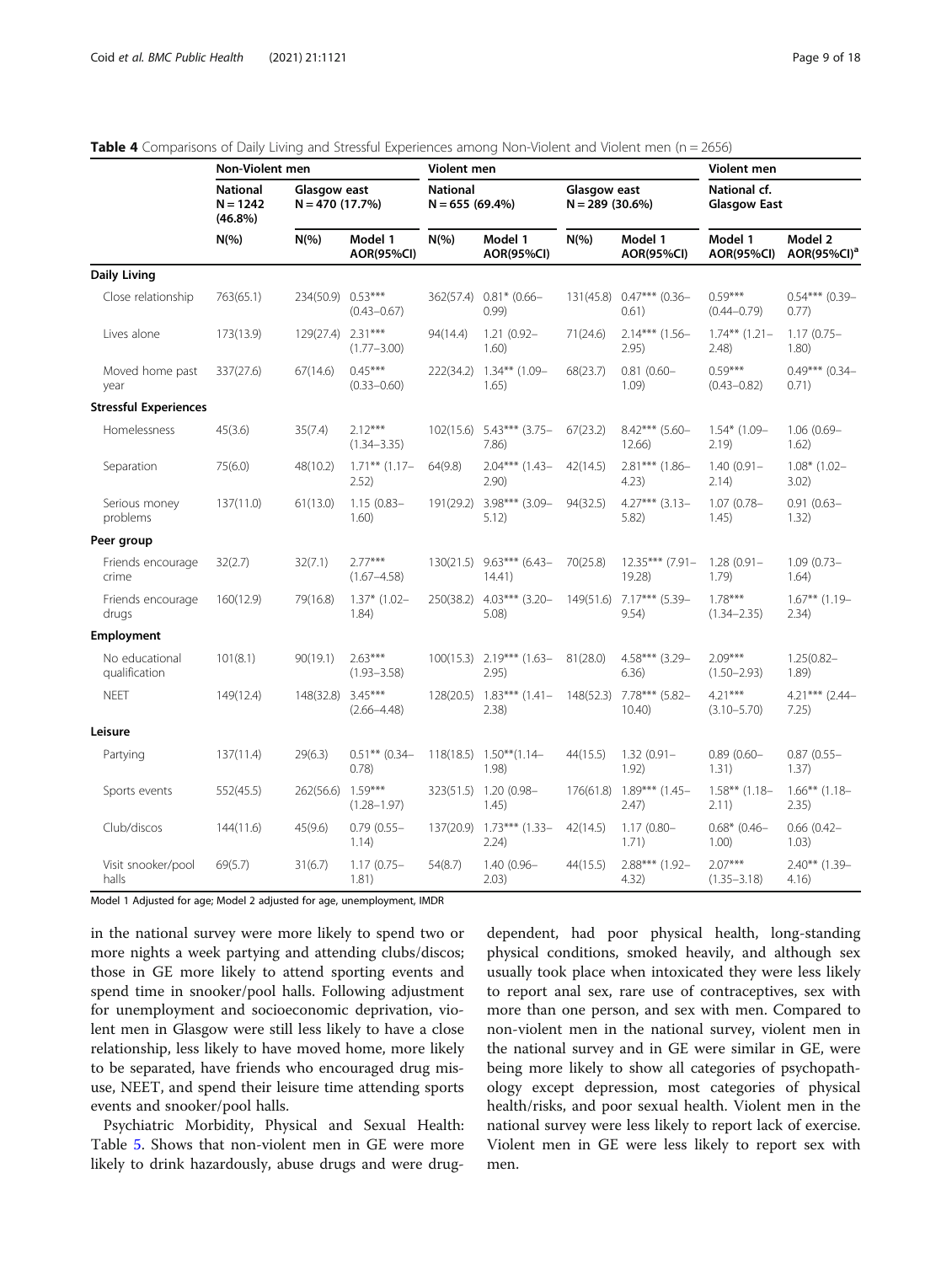**Table 4** Comparisons of Daily Living and Stressful Experiences among Non-Violent and Violent men (n = 2656)

| | Non-Violent men | | | Violent men | | | | Violent men | |
|---|---|---|---|---|---|---|---|---|---|
| | National N = 1242 (46.8%) | Glasgow east N = 470 (17.7%) | | National N = 655 (69.4%) | | Glasgow east N = 289 (30.6%) | | National cf. Glasgow East | |
| | N(%) | N(%) | Model 1 AOR(95%CI) | N(%) | Model 1 AOR(95%CI) | N(%) | Model 1 AOR(95%CI) | Model 1 AOR(95%CI) | Model 2 AOR(95%CI)[a] |
| **Daily Living** | | | | | | | | | |
| Close relationship | 763(65.1) | 234(50.9) | 0.53*** (0.43–0.67) | 362(57.4) | 0.81* (0.66–0.99) | 131(45.8) | 0.47*** (0.36–0.61) | 0.59*** (0.44–0.79) | 0.54*** (0.39–0.77) |
| Lives alone | 173(13.9) | 129(27.4) | 2.31*** (1.77–3.00) | 94(14.4) | 1.21 (0.92–1.60) | 71(24.6) | 2.14*** (1.56–2.95) | 1.74** (1.21–2.48) | 1.17 (0.75–1.80) |
| Moved home past year | 337(27.6) | 67(14.6) | 0.45*** (0.33–0.60) | 222(34.2) | 1.34** (1.09–1.65) | 68(23.7) | 0.81 (0.60–1.09) | 0.59*** (0.43–0.82) | 0.49*** (0.34–0.71) |
| **Stressful Experiences** | | | | | | | | | |
| Homelessness | 45(3.6) | 35(7.4) | 2.12*** (1.34–3.35) | 102(15.6) | 5.43*** (3.75–7.86) | 67(23.2) | 8.42*** (5.60–12.66) | 1.54* (1.09–2.19) | 1.06 (0.69–1.62) |
| Separation | 75(6.0) | 48(10.2) | 1.71** (1.17–2.52) | 64(9.8) | 2.04*** (1.43–2.90) | 42(14.5) | 2.81*** (1.86–4.23) | 1.40 (0.91–2.14) | 1.08* (1.02–3.02) |
| Serious money problems | 137(11.0) | 61(13.0) | 1.15 (0.83–1.60) | 191(29.2) | 3.98*** (3.09–5.12) | 94(32.5) | 4.27*** (3.13–5.82) | 1.07 (0.78–1.45) | 0.91 (0.63–1.32) |
| **Peer group** | | | | | | | | | |
| Friends encourage crime | 32(2.7) | 32(7.1) | 2.77*** (1.67–4.58) | 130(21.5) | 9.63*** (6.43–14.41) | 70(25.8) | 12.35*** (7.91–19.28) | 1.28 (0.91–1.79) | 1.09 (0.73–1.64) |
| Friends encourage drugs | 160(12.9) | 79(16.8) | 1.37* (1.02–1.84) | 250(38.2) | 4.03*** (3.20–5.08) | 149(51.6) | 7.17*** (5.39–9.54) | 1.78*** (1.34–2.35) | 1.67** (1.19–2.34) |
| **Employment** | | | | | | | | | |
| No educational qualification | 101(8.1) | 90(19.1) | 2.63*** (1.93–3.58) | 100(15.3) | 2.19*** (1.63–2.95) | 81(28.0) | 4.58*** (3.29–6.36) | 2.09*** (1.50–2.93) | 1.25(0.82–1.89) |
| NEET | 149(12.4) | 148(32.8) | 3.45*** (2.66–4.48) | 128(20.5) | 1.83*** (1.41–2.38) | 148(52.3) | 7.78*** (5.82–10.40) | 4.21*** (3.10–5.70) | 4.21*** (2.44–7.25) |
| **Leisure** | | | | | | | | | |
| Partying | 137(11.4) | 29(6.3) | 0.51** (0.34–0.78) | 118(18.5) | 1.50**(1.14–1.98) | 44(15.5) | 1.32 (0.91–1.92) | 0.89 (0.60–1.31) | 0.87 (0.55–1.37) |
| Sports events | 552(45.5) | 262(56.6) | 1.59*** (1.28–1.97) | 323(51.5) | 1.20 (0.98–1.45) | 176(61.8) | 1.89*** (1.45–2.47) | 1.58** (1.18–2.11) | 1.66** (1.18–2.35) |
| Club/discos | 144(11.6) | 45(9.6) | 0.79 (0.55–1.14) | 137(20.9) | 1.73*** (1.33–2.24) | 42(14.5) | 1.17 (0.80–1.71) | 0.68* (0.46–1.00) | 0.66 (0.42–1.03) |
| Visit snooker/pool halls | 69(5.7) | 31(6.7) | 1.17 (0.75–1.81) | 54(8.7) | 1.40 (0.96–2.03) | 44(15.5) | 2.88*** (1.92–4.32) | 2.07*** (1.35–3.18) | 2.40** (1.39–4.16) |

Model 1 Adjusted for age; Model 2 adjusted for age, unemployment, IMDR

in the national survey were more likely to spend two or more nights a week partying and attending clubs/discos; those in GE more likely to attend sporting events and spend time in snooker/pool halls. Following adjustment for unemployment and socioeconomic deprivation, violent men in Glasgow were still less likely to have a close relationship, less likely to have moved home, more likely to be separated, have friends who encouraged drug misuse, NEET, and spend their leisure time attending sports events and snooker/pool halls.

Psychiatric Morbidity, Physical and Sexual Health: Table 5. Shows that non-violent men in GE were more likely to drink hazardously, abuse drugs and were drug-dependent, had poor physical health, long-standing physical conditions, smoked heavily, and although sex usually took place when intoxicated they were less likely to report anal sex, rare use of contraceptives, sex with more than one person, and sex with men. Compared to non-violent men in the national survey, violent men in the national survey and in GE were similar in GE, were being more likely to show all categories of psychopathology except depression, most categories of physical health/risks, and poor sexual health. Violent men in the national survey were less likely to report lack of exercise. Violent men in GE were less likely to report sex with men.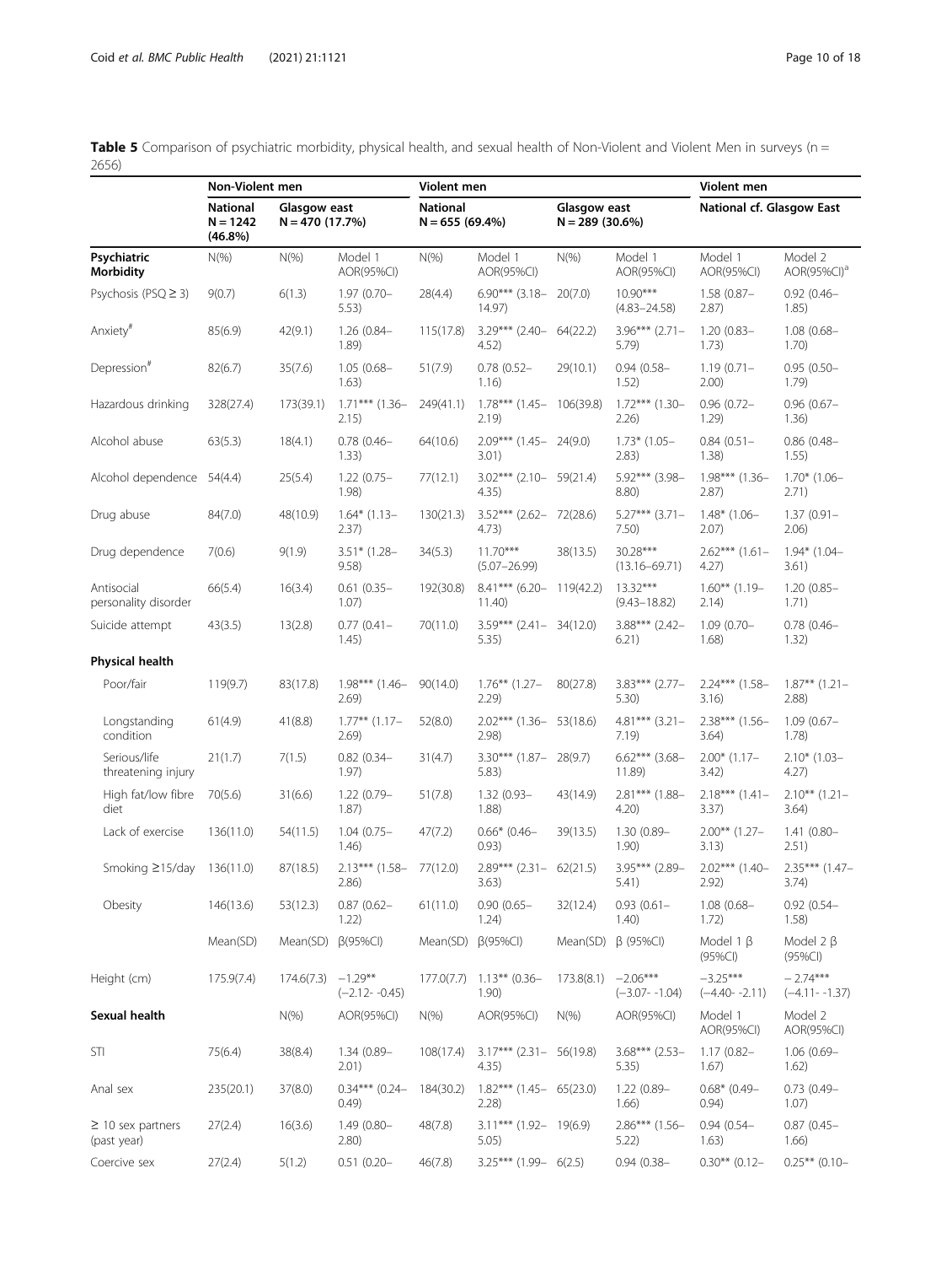**Table 5** Comparison of psychiatric morbidity, physical health, and sexual health of Non-Violent and Violent Men in surveys (n = 2656)

| | Non-Violent men | | | Violent men | | | | Violent men | |
|---|---|---|---|---|---|---|---|---|---|
| | National N = 1242 (46.8%) | Glasgow east N = 470 (17.7%) | | National N = 655 (69.4%) | | Glasgow east N = 289 (30.6%) | | National cf. Glasgow East | |
| **Psychiatric Morbidity** | N(%) | N(%) | Model 1 AOR(95%CI) | N(%) | Model 1 AOR(95%CI) | N(%) | Model 1 AOR(95%CI) | Model 1 AOR(95%CI) | Model 2 AOR(95%CI)[a] |
| Psychosis (PSQ ≥ 3) | 9(0.7) | 6(1.3) | 1.97 (0.70–5.53) | 28(4.4) | 6.90*** (3.18–14.97) | 20(7.0) | 10.90*** (4.83–24.58) | 1.58 (0.87–2.87) | 0.92 (0.46–1.85) |
| Anxiety[#] | 85(6.9) | 42(9.1) | 1.26 (0.84–1.89) | 115(17.8) | 3.29*** (2.40–4.52) | 64(22.2) | 3.96*** (2.71–5.79) | 1.20 (0.83–1.73) | 1.08 (0.68–1.70) |
| Depression[#] | 82(6.7) | 35(7.6) | 1.05 (0.68–1.63) | 51(7.9) | 0.78 (0.52–1.16) | 29(10.1) | 0.94 (0.58–1.52) | 1.19 (0.71–2.00) | 0.95 (0.50–1.79) |
| Hazardous drinking | 328(27.4) | 173(39.1) | 1.71*** (1.36–2.15) | 249(41.1) | 1.78*** (1.45–2.19) | 106(39.8) | 1.72*** (1.30–2.26) | 0.96 (0.72–1.29) | 0.96 (0.67–1.36) |
| Alcohol abuse | 63(5.3) | 18(4.1) | 0.78 (0.46–1.33) | 64(10.6) | 2.09*** (1.45–3.01) | 24(9.0) | 1.73* (1.05–2.83) | 0.84 (0.51–1.38) | 0.86 (0.48–1.55) |
| Alcohol dependence | 54(4.4) | 25(5.4) | 1.22 (0.75–1.98) | 77(12.1) | 3.02*** (2.10–4.35) | 59(21.4) | 5.92*** (3.98–8.80) | 1.98*** (1.36–2.87) | 1.70* (1.06–2.71) |
| Drug abuse | 84(7.0) | 48(10.9) | 1.64* (1.13–2.37) | 130(21.3) | 3.52*** (2.62–4.73) | 72(28.6) | 5.27*** (3.71–7.50) | 1.48* (1.06–2.07) | 1.37 (0.91–2.06) |
| Drug dependence | 7(0.6) | 9(1.9) | 3.51* (1.28–9.58) | 34(5.3) | 11.70*** (5.07–26.99) | 38(13.5) | 30.28*** (13.16–69.71) | 2.62*** (1.61–4.27) | 1.94* (1.04–3.61) |
| Antisocial personality disorder | 66(5.4) | 16(3.4) | 0.61 (0.35–1.07) | 192(30.8) | 8.41*** (6.20–11.40) | 119(42.2) | 13.32*** (9.43–18.82) | 1.60** (1.19–2.14) | 1.20 (0.85–1.71) |
| Suicide attempt | 43(3.5) | 13(2.8) | 0.77 (0.41–1.45) | 70(11.0) | 3.59*** (2.41–5.35) | 34(12.0) | 3.88*** (2.42–6.21) | 1.09 (0.70–1.68) | 0.78 (0.46–1.32) |
| **Physical health** | | | | | | | | | |
| Poor/fair | 119(9.7) | 83(17.8) | 1.98*** (1.46–2.69) | 90(14.0) | 1.76** (1.27–2.29) | 80(27.8) | 3.83*** (2.77–5.30) | 2.24*** (1.58–3.16) | 1.87** (1.21–2.88) |
| Longstanding condition | 61(4.9) | 41(8.8) | 1.77** (1.17–2.69) | 52(8.0) | 2.02*** (1.36–2.98) | 53(18.6) | 4.81*** (3.21–7.19) | 2.38*** (1.56–3.64) | 1.09 (0.67–1.78) |
| Serious/life threatening injury | 21(1.7) | 7(1.5) | 0.82 (0.34–1.97) | 31(4.7) | 3.30*** (1.87–5.83) | 28(9.7) | 6.62*** (3.68–11.89) | 2.00* (1.17–3.42) | 2.10* (1.03–4.27) |
| High fat/low fibre diet | 70(5.6) | 31(6.6) | 1.22 (0.79–1.87) | 51(7.8) | 1.32 (0.93–1.88) | 43(14.9) | 2.81*** (1.88–4.20) | 2.18*** (1.41–3.37) | 2.10** (1.21–3.64) |
| Lack of exercise | 136(11.0) | 54(11.5) | 1.04 (0.75–1.46) | 47(7.2) | 0.66* (0.46–0.93) | 39(13.5) | 1.30 (0.89–1.90) | 2.00** (1.27–3.13) | 1.41 (0.80–2.51) |
| Smoking ≥15/day | 136(11.0) | 87(18.5) | 2.13*** (1.58–2.86) | 77(12.0) | 2.89*** (2.31–3.63) | 62(21.5) | 3.95*** (2.89–5.41) | 2.02*** (1.40–2.92) | 2.35*** (1.47–3.74) |
| Obesity | 146(13.6) | 53(12.3) | 0.87 (0.62–1.22) | 61(11.0) | 0.90 (0.65–1.24) | 32(12.4) | 0.93 (0.61–1.40) | 1.08 (0.68–1.72) | 0.92 (0.54–1.58) |
| | Mean(SD) | Mean(SD) | β(95%CI) | Mean(SD) | β(95%CI) | Mean(SD) | β (95%CI) | Model 1 β (95%CI) | Model 2 β (95%CI) |
| Height (cm) | 175.9(7.4) | 174.6(7.3) | −1.29** (−2.12- -0.45) | 177.0(7.7) | 1.13** (0.36–1.90) | 173.8(8.1) | −2.06*** (−3.07- -1.04) | −3.25*** (−4.40- -2.11) | − 2.74*** (−4.11- -1.37) |
| **Sexual health** | | N(%) | AOR(95%CI) | N(%) | AOR(95%CI) | N(%) | AOR(95%CI) | Model 1 AOR(95%CI) | Model 2 AOR(95%CI) |
| STI | 75(6.4) | 38(8.4) | 1.34 (0.89–2.01) | 108(17.4) | 3.17*** (2.31–4.35) | 56(19.8) | 3.68*** (2.53–5.35) | 1.17 (0.82–1.67) | 1.06 (0.69–1.62) |
| Anal sex | 235(20.1) | 37(8.0) | 0.34*** (0.24–0.49) | 184(30.2) | 1.82*** (1.45–2.28) | 65(23.0) | 1.22 (0.89–1.66) | 0.68* (0.49–0.94) | 0.73 (0.49–1.07) |
| ≥ 10 sex partners (past year) | 27(2.4) | 16(3.6) | 1.49 (0.80–2.80) | 48(7.8) | 3.11*** (1.92–5.05) | 19(6.9) | 2.86*** (1.56–5.22) | 0.94 (0.54–1.63) | 0.87 (0.45–1.66) |
| Coercive sex | 27(2.4) | 5(1.2) | 0.51 (0.20– | 46(7.8) | 3.25*** (1.99– | 6(2.5) | 0.94 (0.38– | 0.30** (0.12– | 0.25** (0.10– |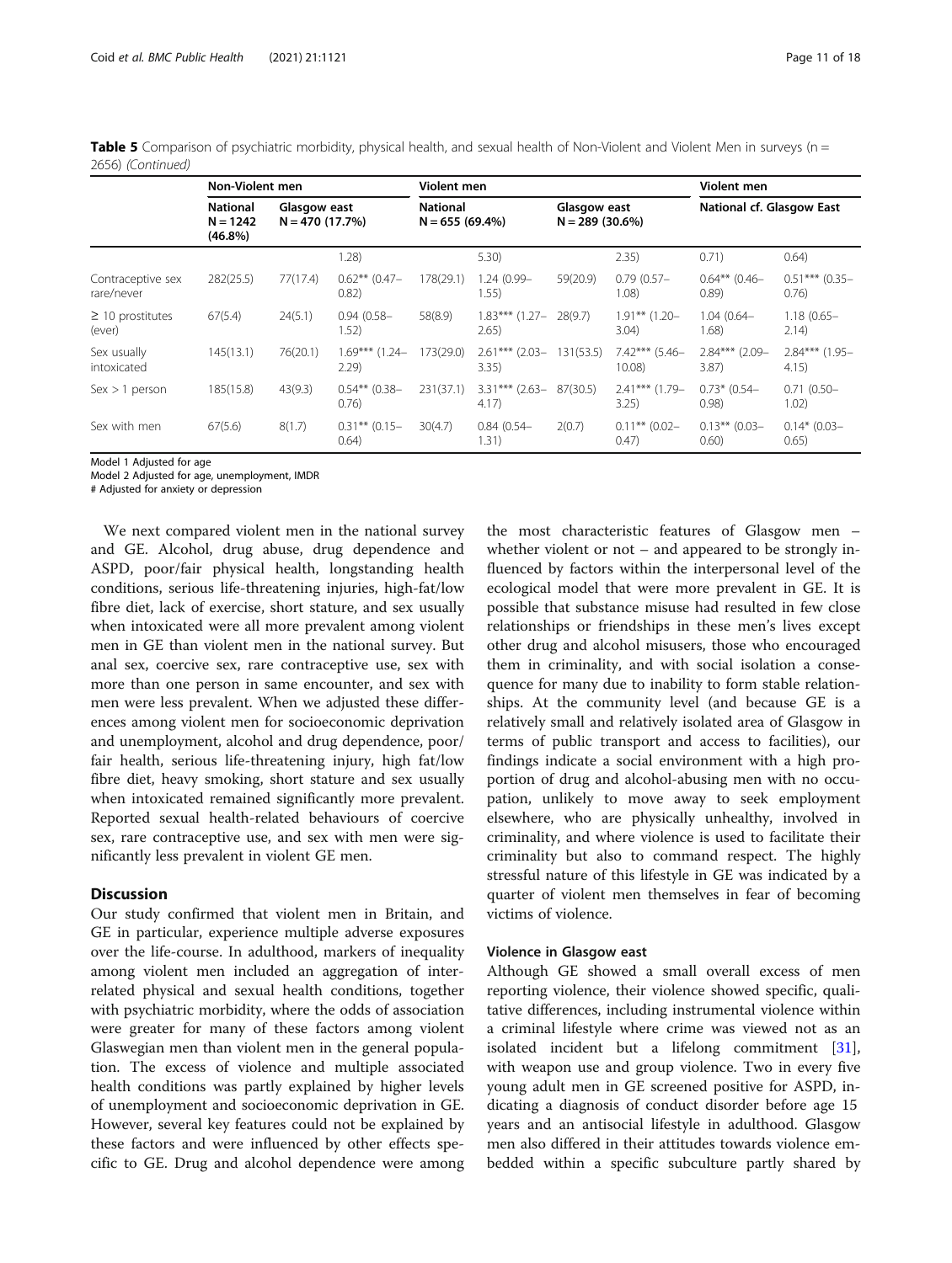**Table 5** Comparison of psychiatric morbidity, physical health, and sexual health of Non-Violent and Violent Men in surveys (n = 2656) *(Continued)*

| | Non-Violent men | | | Violent men | | | | Violent men | |
|---|---|---|---|---|---|---|---|---|---|
| | National N = 1242 (46.8%) | Glasgow east N = 470 (17.7%) | | National N = 655 (69.4%) | | Glasgow east N = 289 (30.6%) | | National cf. Glasgow East | |
| | | | 1.28) | | 5.30) | | 2.35) | 0.71) | 0.64) |
| Contraceptive sex rare/never | 282(25.5) | 77(17.4) | 0.62** (0.47–0.82) | 178(29.1) | 1.24 (0.99–1.55) | 59(20.9) | 0.79 (0.57–1.08) | 0.64** (0.46–0.89) | 0.51*** (0.35–0.76) |
| ≥ 10 prostitutes (ever) | 67(5.4) | 24(5.1) | 0.94 (0.58–1.52) | 58(8.9) | 1.83*** (1.27–2.65) | 28(9.7) | 1.91** (1.20–3.04) | 1.04 (0.64–1.68) | 1.18 (0.65–2.14) |
| Sex usually intoxicated | 145(13.1) | 76(20.1) | 1.69*** (1.24–2.29) | 173(29.0) | 2.61*** (2.03–3.35) | 131(53.5) | 7.42*** (5.46–10.08) | 2.84*** (2.09–3.87) | 2.84*** (1.95–4.15) |
| Sex > 1 person | 185(15.8) | 43(9.3) | 0.54** (0.38–0.76) | 231(37.1) | 3.31*** (2.63–4.17) | 87(30.5) | 2.41*** (1.79–3.25) | 0.73* (0.54–0.98) | 0.71 (0.50–1.02) |
| Sex with men | 67(5.6) | 8(1.7) | 0.31** (0.15–0.64) | 30(4.7) | 0.84 (0.54–1.31) | 2(0.7) | 0.11** (0.02–0.47) | 0.13** (0.03–0.60) | 0.14* (0.03–0.65) |

Model 1 Adjusted for age

Model 2 Adjusted for age, unemployment, IMDR

# Adjusted for anxiety or depression

We next compared violent men in the national survey and GE. Alcohol, drug abuse, drug dependence and ASPD, poor/fair physical health, longstanding health conditions, serious life-threatening injuries, high-fat/low fibre diet, lack of exercise, short stature, and sex usually when intoxicated were all more prevalent among violent men in GE than violent men in the national survey. But anal sex, coercive sex, rare contraceptive use, sex with more than one person in same encounter, and sex with men were less prevalent. When we adjusted these differences among violent men for socioeconomic deprivation and unemployment, alcohol and drug dependence, poor/fair health, serious life-threatening injury, high fat/low fibre diet, heavy smoking, short stature and sex usually when intoxicated remained significantly more prevalent. Reported sexual health-related behaviours of coercive sex, rare contraceptive use, and sex with men were significantly less prevalent in violent GE men.

## Discussion

Our study confirmed that violent men in Britain, and GE in particular, experience multiple adverse exposures over the life-course. In adulthood, markers of inequality among violent men included an aggregation of inter-related physical and sexual health conditions, together with psychiatric morbidity, where the odds of association were greater for many of these factors among violent Glaswegian men than violent men in the general population. The excess of violence and multiple associated health conditions was partly explained by higher levels of unemployment and socioeconomic deprivation in GE. However, several key features could not be explained by these factors and were influenced by other effects specific to GE. Drug and alcohol dependence were among the most characteristic features of Glasgow men – whether violent or not – and appeared to be strongly influenced by factors within the interpersonal level of the ecological model that were more prevalent in GE. It is possible that substance misuse had resulted in few close relationships or friendships in these men's lives except other drug and alcohol misusers, those who encouraged them in criminality, and with social isolation a consequence for many due to inability to form stable relationships. At the community level (and because GE is a relatively small and relatively isolated area of Glasgow in terms of public transport and access to facilities), our findings indicate a social environment with a high proportion of drug and alcohol-abusing men with no occupation, unlikely to move away to seek employment elsewhere, who are physically unhealthy, involved in criminality, and where violence is used to facilitate their criminality but also to command respect. The highly stressful nature of this lifestyle in GE was indicated by a quarter of violent men themselves in fear of becoming victims of violence.

### Violence in Glasgow east

Although GE showed a small overall excess of men reporting violence, their violence showed specific, qualitative differences, including instrumental violence within a criminal lifestyle where crime was viewed not as an isolated incident but a lifelong commitment [31], with weapon use and group violence. Two in every five young adult men in GE screened positive for ASPD, indicating a diagnosis of conduct disorder before age 15 years and an antisocial lifestyle in adulthood. Glasgow men also differed in their attitudes towards violence embedded within a specific subculture partly shared by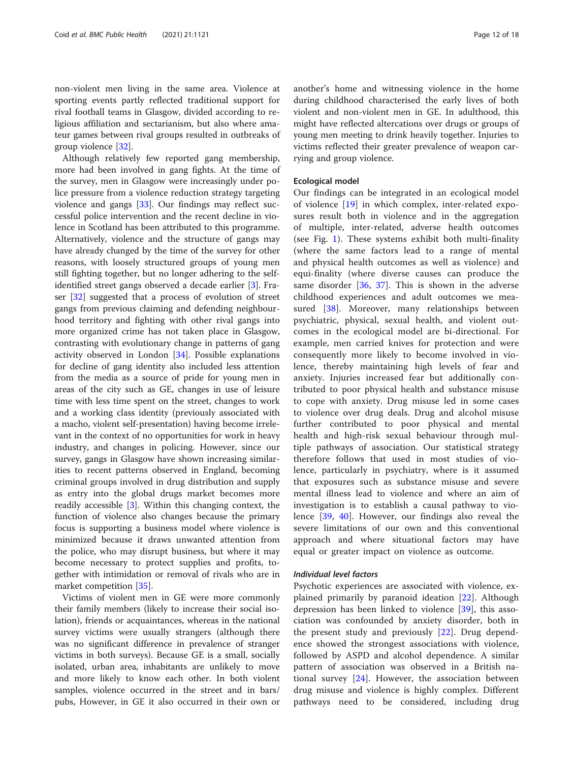non-violent men living in the same area. Violence at sporting events partly reflected traditional support for rival football teams in Glasgow, divided according to religious affiliation and sectarianism, but also where amateur games between rival groups resulted in outbreaks of group violence [32].

Although relatively few reported gang membership, more had been involved in gang fights. At the time of the survey, men in Glasgow were increasingly under police pressure from a violence reduction strategy targeting violence and gangs [33]. Our findings may reflect successful police intervention and the recent decline in violence in Scotland has been attributed to this programme. Alternatively, violence and the structure of gangs may have already changed by the time of the survey for other reasons, with loosely structured groups of young men still fighting together, but no longer adhering to the self-identified street gangs observed a decade earlier [3]. Fraser [32] suggested that a process of evolution of street gangs from previous claiming and defending neighbourhood territory and fighting with other rival gangs into more organized crime has not taken place in Glasgow, contrasting with evolutionary change in patterns of gang activity observed in London [34]. Possible explanations for decline of gang identity also included less attention from the media as a source of pride for young men in areas of the city such as GE, changes in use of leisure time with less time spent on the street, changes to work and a working class identity (previously associated with a macho, violent self-presentation) having become irrelevant in the context of no opportunities for work in heavy industry, and changes in policing. However, since our survey, gangs in Glasgow have shown increasing similarities to recent patterns observed in England, becoming criminal groups involved in drug distribution and supply as entry into the global drugs market becomes more readily accessible [3]. Within this changing context, the function of violence also changes because the primary focus is supporting a business model where violence is minimized because it draws unwanted attention from the police, who may disrupt business, but where it may become necessary to protect supplies and profits, together with intimidation or removal of rivals who are in market competition [35].

Victims of violent men in GE were more commonly their family members (likely to increase their social isolation), friends or acquaintances, whereas in the national survey victims were usually strangers (although there was no significant difference in prevalence of stranger victims in both surveys). Because GE is a small, socially isolated, urban area, inhabitants are unlikely to move and more likely to know each other. In both violent samples, violence occurred in the street and in bars/pubs, However, in GE it also occurred in their own or another's home and witnessing violence in the home during childhood characterised the early lives of both violent and non-violent men in GE. In adulthood, this might have reflected altercations over drugs or groups of young men meeting to drink heavily together. Injuries to victims reflected their greater prevalence of weapon carrying and group violence.

### Ecological model

Our findings can be integrated in an ecological model of violence [19] in which complex, inter-related exposures result both in violence and in the aggregation of multiple, inter-related, adverse health outcomes (see Fig. 1). These systems exhibit both multi-finality (where the same factors lead to a range of mental and physical health outcomes as well as violence) and equi-finality (where diverse causes can produce the same disorder [36, 37]. This is shown in the adverse childhood experiences and adult outcomes we measured [38]. Moreover, many relationships between psychiatric, physical, sexual health, and violent outcomes in the ecological model are bi-directional. For example, men carried knives for protection and were consequently more likely to become involved in violence, thereby maintaining high levels of fear and anxiety. Injuries increased fear but additionally contributed to poor physical health and substance misuse to cope with anxiety. Drug misuse led in some cases to violence over drug deals. Drug and alcohol misuse further contributed to poor physical and mental health and high-risk sexual behaviour through multiple pathways of association. Our statistical strategy therefore follows that used in most studies of violence, particularly in psychiatry, where is it assumed that exposures such as substance misuse and severe mental illness lead to violence and where an aim of investigation is to establish a causal pathway to violence [39, 40]. However, our findings also reveal the severe limitations of our own and this conventional approach and where situational factors may have equal or greater impact on violence as outcome.

#### *Individual level factors*

Psychotic experiences are associated with violence, explained primarily by paranoid ideation [22]. Although depression has been linked to violence [39], this association was confounded by anxiety disorder, both in the present study and previously [22]. Drug dependence showed the strongest associations with violence, followed by ASPD and alcohol dependence. A similar pattern of association was observed in a British national survey [24]. However, the association between drug misuse and violence is highly complex. Different pathways need to be considered, including drug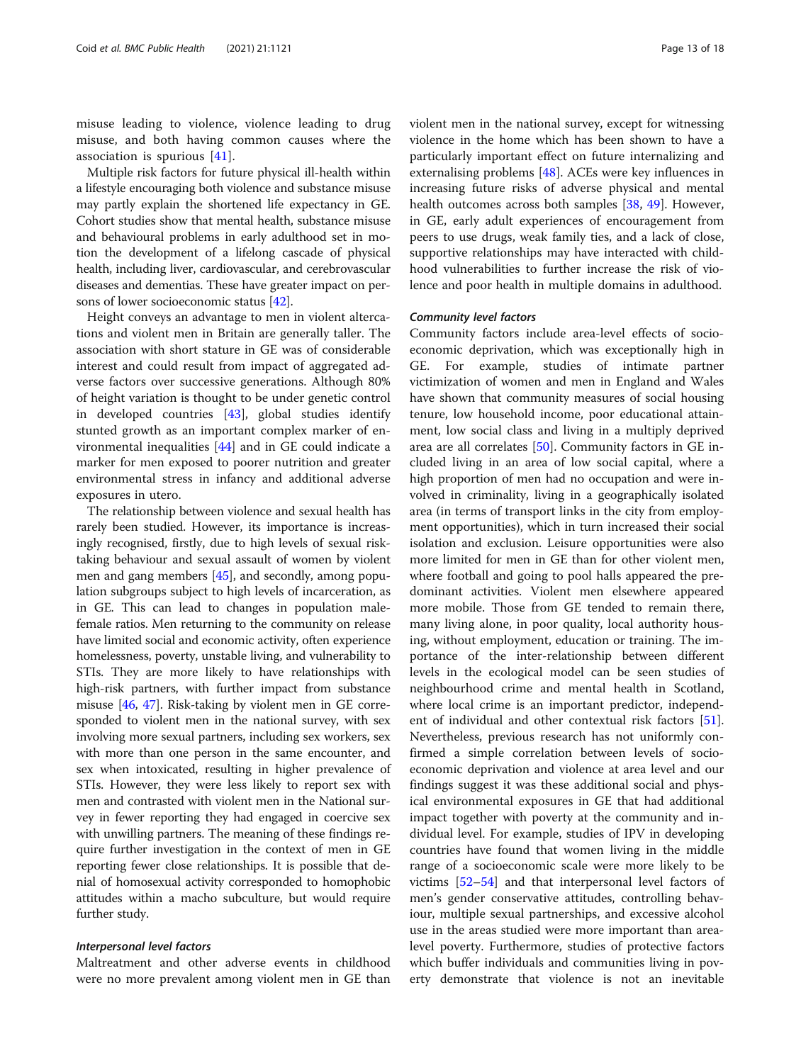misuse leading to violence, violence leading to drug misuse, and both having common causes where the association is spurious [41].

Multiple risk factors for future physical ill-health within a lifestyle encouraging both violence and substance misuse may partly explain the shortened life expectancy in GE. Cohort studies show that mental health, substance misuse and behavioural problems in early adulthood set in motion the development of a lifelong cascade of physical health, including liver, cardiovascular, and cerebrovascular diseases and dementias. These have greater impact on persons of lower socioeconomic status [42].

Height conveys an advantage to men in violent altercations and violent men in Britain are generally taller. The association with short stature in GE was of considerable interest and could result from impact of aggregated adverse factors over successive generations. Although 80% of height variation is thought to be under genetic control in developed countries [43], global studies identify stunted growth as an important complex marker of environmental inequalities [44] and in GE could indicate a marker for men exposed to poorer nutrition and greater environmental stress in infancy and additional adverse exposures in utero.

The relationship between violence and sexual health has rarely been studied. However, its importance is increasingly recognised, firstly, due to high levels of sexual risk-taking behaviour and sexual assault of women by violent men and gang members [45], and secondly, among population subgroups subject to high levels of incarceration, as in GE. This can lead to changes in population male-female ratios. Men returning to the community on release have limited social and economic activity, often experience homelessness, poverty, unstable living, and vulnerability to STIs. They are more likely to have relationships with high-risk partners, with further impact from substance misuse [46, 47]. Risk-taking by violent men in GE corresponded to violent men in the national survey, with sex involving more sexual partners, including sex workers, sex with more than one person in the same encounter, and sex when intoxicated, resulting in higher prevalence of STIs. However, they were less likely to report sex with men and contrasted with violent men in the National survey in fewer reporting they had engaged in coercive sex with unwilling partners. The meaning of these findings require further investigation in the context of men in GE reporting fewer close relationships. It is possible that denial of homosexual activity corresponded to homophobic attitudes within a macho subculture, but would require further study.

### *Interpersonal level factors*

Maltreatment and other adverse events in childhood were no more prevalent among violent men in GE than violent men in the national survey, except for witnessing violence in the home which has been shown to have a particularly important effect on future internalizing and externalising problems [48]. ACEs were key influences in increasing future risks of adverse physical and mental health outcomes across both samples [38, 49]. However, in GE, early adult experiences of encouragement from peers to use drugs, weak family ties, and a lack of close, supportive relationships may have interacted with childhood vulnerabilities to further increase the risk of violence and poor health in multiple domains in adulthood.

### *Community level factors*

Community factors include area-level effects of socioeconomic deprivation, which was exceptionally high in GE. For example, studies of intimate partner victimization of women and men in England and Wales have shown that community measures of social housing tenure, low household income, poor educational attainment, low social class and living in a multiply deprived area are all correlates [50]. Community factors in GE included living in an area of low social capital, where a high proportion of men had no occupation and were involved in criminality, living in a geographically isolated area (in terms of transport links in the city from employment opportunities), which in turn increased their social isolation and exclusion. Leisure opportunities were also more limited for men in GE than for other violent men, where football and going to pool halls appeared the predominant activities. Violent men elsewhere appeared more mobile. Those from GE tended to remain there, many living alone, in poor quality, local authority housing, without employment, education or training. The importance of the inter-relationship between different levels in the ecological model can be seen studies of neighbourhood crime and mental health in Scotland, where local crime is an important predictor, independent of individual and other contextual risk factors [51]. Nevertheless, previous research has not uniformly confirmed a simple correlation between levels of socioeconomic deprivation and violence at area level and our findings suggest it was these additional social and physical environmental exposures in GE that had additional impact together with poverty at the community and individual level. For example, studies of IPV in developing countries have found that women living in the middle range of a socioeconomic scale were more likely to be victims [52–54] and that interpersonal level factors of men's gender conservative attitudes, controlling behaviour, multiple sexual partnerships, and excessive alcohol use in the areas studied were more important than area-level poverty. Furthermore, studies of protective factors which buffer individuals and communities living in poverty demonstrate that violence is not an inevitable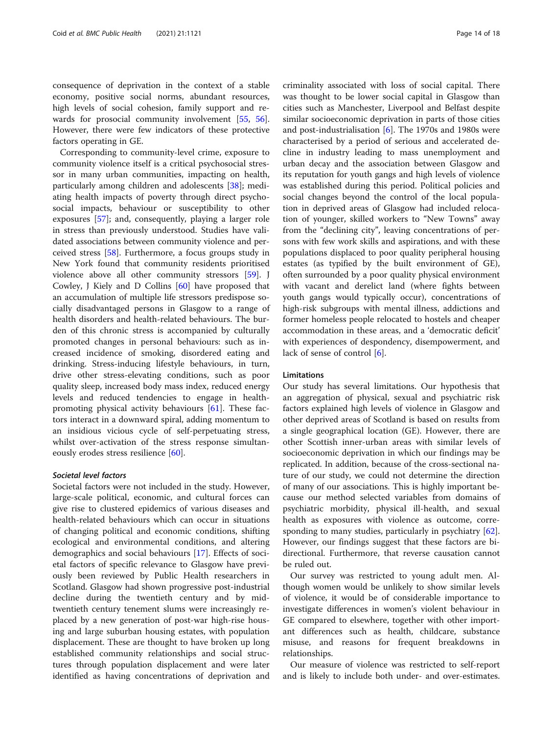consequence of deprivation in the context of a stable economy, positive social norms, abundant resources, high levels of social cohesion, family support and rewards for prosocial community involvement [55, 56]. However, there were few indicators of these protective factors operating in GE.

Corresponding to community-level crime, exposure to community violence itself is a critical psychosocial stressor in many urban communities, impacting on health, particularly among children and adolescents [38]; mediating health impacts of poverty through direct psychosocial impacts, behaviour or susceptibility to other exposures [57]; and, consequently, playing a larger role in stress than previously understood. Studies have validated associations between community violence and perceived stress [58]. Furthermore, a focus groups study in New York found that community residents prioritised violence above all other community stressors [59]. J Cowley, J Kiely and D Collins [60] have proposed that an accumulation of multiple life stressors predispose socially disadvantaged persons in Glasgow to a range of health disorders and health-related behaviours. The burden of this chronic stress is accompanied by culturally promoted changes in personal behaviours: such as increased incidence of smoking, disordered eating and drinking. Stress-inducing lifestyle behaviours, in turn, drive other stress-elevating conditions, such as poor quality sleep, increased body mass index, reduced energy levels and reduced tendencies to engage in health-promoting physical activity behaviours [61]. These factors interact in a downward spiral, adding momentum to an insidious vicious cycle of self-perpetuating stress, whilst over-activation of the stress response simultaneously erodes stress resilience [60].

#### *Societal level factors*

Societal factors were not included in the study. However, large-scale political, economic, and cultural forces can give rise to clustered epidemics of various diseases and health-related behaviours which can occur in situations of changing political and economic conditions, shifting ecological and environmental conditions, and altering demographics and social behaviours [17]. Effects of societal factors of specific relevance to Glasgow have previously been reviewed by Public Health researchers in Scotland. Glasgow had shown progressive post-industrial decline during the twentieth century and by mid-twentieth century tenement slums were increasingly replaced by a new generation of post-war high-rise housing and large suburban housing estates, with population displacement. These are thought to have broken up long established community relationships and social structures through population displacement and were later identified as having concentrations of deprivation and criminality associated with loss of social capital. There was thought to be lower social capital in Glasgow than cities such as Manchester, Liverpool and Belfast despite similar socioeconomic deprivation in parts of those cities and post-industrialisation [6]. The 1970s and 1980s were characterised by a period of serious and accelerated decline in industry leading to mass unemployment and urban decay and the association between Glasgow and its reputation for youth gangs and high levels of violence was established during this period. Political policies and social changes beyond the control of the local population in deprived areas of Glasgow had included relocation of younger, skilled workers to "New Towns" away from the "declining city", leaving concentrations of persons with few work skills and aspirations, and with these populations displaced to poor quality peripheral housing estates (as typified by the built environment of GE), often surrounded by a poor quality physical environment with vacant and derelict land (where fights between youth gangs would typically occur), concentrations of high-risk subgroups with mental illness, addictions and former homeless people relocated to hostels and cheaper accommodation in these areas, and a 'democratic deficit' with experiences of despondency, disempowerment, and lack of sense of control [6].

### Limitations

Our study has several limitations. Our hypothesis that an aggregation of physical, sexual and psychiatric risk factors explained high levels of violence in Glasgow and other deprived areas of Scotland is based on results from a single geographical location (GE). However, there are other Scottish inner-urban areas with similar levels of socioeconomic deprivation in which our findings may be replicated. In addition, because of the cross-sectional nature of our study, we could not determine the direction of many of our associations. This is highly important because our method selected variables from domains of psychiatric morbidity, physical ill-health, and sexual health as exposures with violence as outcome, corresponding to many studies, particularly in psychiatry [62]. However, our findings suggest that these factors are bi-directional. Furthermore, that reverse causation cannot be ruled out.

Our survey was restricted to young adult men. Although women would be unlikely to show similar levels of violence, it would be of considerable importance to investigate differences in women's violent behaviour in GE compared to elsewhere, together with other important differences such as health, childcare, substance misuse, and reasons for frequent breakdowns in relationships.

Our measure of violence was restricted to self-report and is likely to include both under- and over-estimates.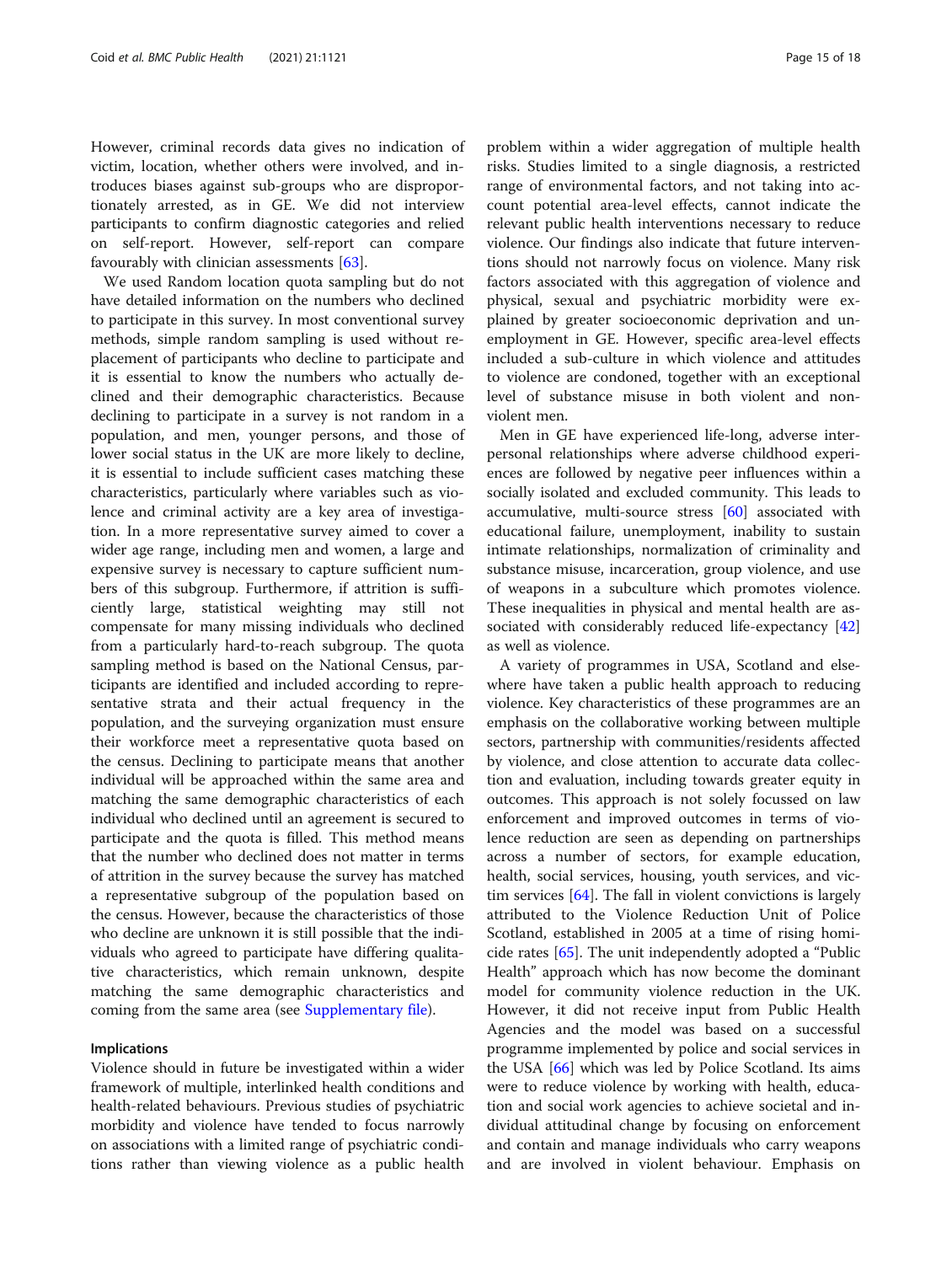However, criminal records data gives no indication of victim, location, whether others were involved, and introduces biases against sub-groups who are disproportionately arrested, as in GE. We did not interview participants to confirm diagnostic categories and relied on self-report. However, self-report can compare favourably with clinician assessments [63].

We used Random location quota sampling but do not have detailed information on the numbers who declined to participate in this survey. In most conventional survey methods, simple random sampling is used without replacement of participants who decline to participate and it is essential to know the numbers who actually declined and their demographic characteristics. Because declining to participate in a survey is not random in a population, and men, younger persons, and those of lower social status in the UK are more likely to decline, it is essential to include sufficient cases matching these characteristics, particularly where variables such as violence and criminal activity are a key area of investigation. In a more representative survey aimed to cover a wider age range, including men and women, a large and expensive survey is necessary to capture sufficient numbers of this subgroup. Furthermore, if attrition is sufficiently large, statistical weighting may still not compensate for many missing individuals who declined from a particularly hard-to-reach subgroup. The quota sampling method is based on the National Census, participants are identified and included according to representative strata and their actual frequency in the population, and the surveying organization must ensure their workforce meet a representative quota based on the census. Declining to participate means that another individual will be approached within the same area and matching the same demographic characteristics of each individual who declined until an agreement is secured to participate and the quota is filled. This method means that the number who declined does not matter in terms of attrition in the survey because the survey has matched a representative subgroup of the population based on the census. However, because the characteristics of those who decline are unknown it is still possible that the individuals who agreed to participate have differing qualitative characteristics, which remain unknown, despite matching the same demographic characteristics and coming from the same area (see Supplementary file).

#### Implications

Violence should in future be investigated within a wider framework of multiple, interlinked health conditions and health-related behaviours. Previous studies of psychiatric morbidity and violence have tended to focus narrowly on associations with a limited range of psychiatric conditions rather than viewing violence as a public health problem within a wider aggregation of multiple health risks. Studies limited to a single diagnosis, a restricted range of environmental factors, and not taking into account potential area-level effects, cannot indicate the relevant public health interventions necessary to reduce violence. Our findings also indicate that future interventions should not narrowly focus on violence. Many risk factors associated with this aggregation of violence and physical, sexual and psychiatric morbidity were explained by greater socioeconomic deprivation and unemployment in GE. However, specific area-level effects included a sub-culture in which violence and attitudes to violence are condoned, together with an exceptional level of substance misuse in both violent and non-violent men.

Men in GE have experienced life-long, adverse interpersonal relationships where adverse childhood experiences are followed by negative peer influences within a socially isolated and excluded community. This leads to accumulative, multi-source stress [60] associated with educational failure, unemployment, inability to sustain intimate relationships, normalization of criminality and substance misuse, incarceration, group violence, and use of weapons in a subculture which promotes violence. These inequalities in physical and mental health are associated with considerably reduced life-expectancy [42] as well as violence.

A variety of programmes in USA, Scotland and elsewhere have taken a public health approach to reducing violence. Key characteristics of these programmes are an emphasis on the collaborative working between multiple sectors, partnership with communities/residents affected by violence, and close attention to accurate data collection and evaluation, including towards greater equity in outcomes. This approach is not solely focussed on law enforcement and improved outcomes in terms of violence reduction are seen as depending on partnerships across a number of sectors, for example education, health, social services, housing, youth services, and victim services [64]. The fall in violent convictions is largely attributed to the Violence Reduction Unit of Police Scotland, established in 2005 at a time of rising homicide rates [65]. The unit independently adopted a "Public Health" approach which has now become the dominant model for community violence reduction in the UK. However, it did not receive input from Public Health Agencies and the model was based on a successful programme implemented by police and social services in the USA [66] which was led by Police Scotland. Its aims were to reduce violence by working with health, education and social work agencies to achieve societal and individual attitudinal change by focusing on enforcement and contain and manage individuals who carry weapons and are involved in violent behaviour. Emphasis on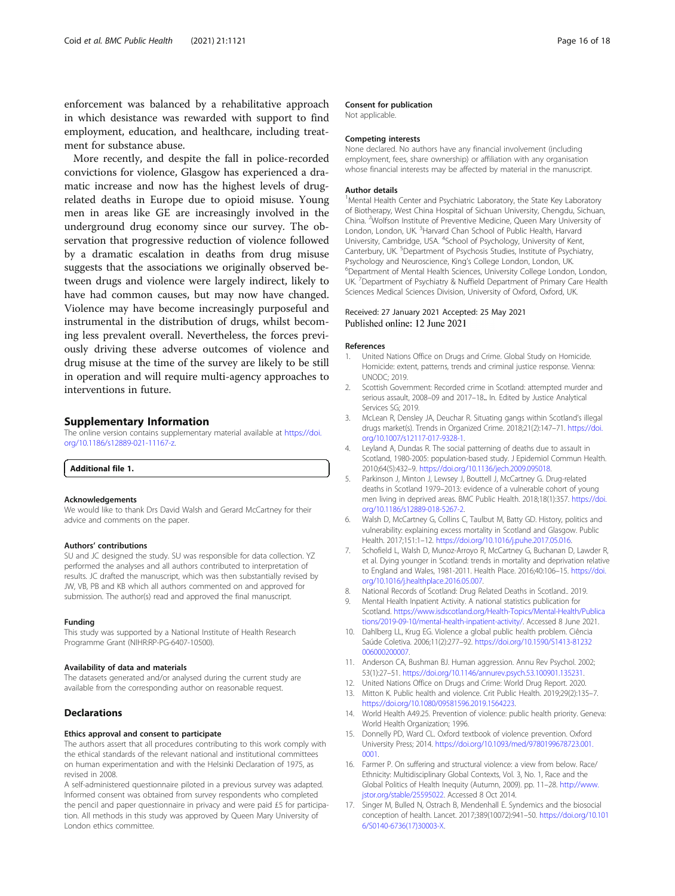enforcement was balanced by a rehabilitative approach in which desistance was rewarded with support to find employment, education, and healthcare, including treatment for substance abuse.

More recently, and despite the fall in police-recorded convictions for violence, Glasgow has experienced a dramatic increase and now has the highest levels of drug-related deaths in Europe due to opioid misuse. Young men in areas like GE are increasingly involved in the underground drug economy since our survey. The observation that progressive reduction of violence followed by a dramatic escalation in deaths from drug misuse suggests that the associations we originally observed between drugs and violence were largely indirect, likely to have had common causes, but may now have changed. Violence may have become increasingly purposeful and instrumental in the distribution of drugs, whilst becoming less prevalent overall. Nevertheless, the forces previously driving these adverse outcomes of violence and drug misuse at the time of the survey are likely to be still in operation and will require multi-agency approaches to interventions in future.

## Supplementary Information

The online version contains supplementary material available at https://doi.org/10.1186/s12889-021-11167-z.

**Additional file 1.**

#### Acknowledgements

We would like to thank Drs David Walsh and Gerard McCartney for their advice and comments on the paper.

#### Authors' contributions

SU and JC designed the study. SU was responsible for data collection. YZ performed the analyses and all authors contributed to interpretation of results. JC drafted the manuscript, which was then substantially revised by JW, VB, PB and KB which all authors commented on and approved for submission. The author(s) read and approved the final manuscript.

#### Funding

This study was supported by a National Institute of Health Research Programme Grant (NIHR:RP-PG-6407-10500).

#### Availability of data and materials

The datasets generated and/or analysed during the current study are available from the corresponding author on reasonable request.

## Declarations

#### Ethics approval and consent to participate

The authors assert that all procedures contributing to this work comply with the ethical standards of the relevant national and institutional committees on human experimentation and with the Helsinki Declaration of 1975, as revised in 2008.

A self-administered questionnaire piloted in a previous survey was adapted. Informed consent was obtained from survey respondents who completed the pencil and paper questionnaire in privacy and were paid £5 for participation. All methods in this study was approved by Queen Mary University of London ethics committee.

#### Consent for publication

Not applicable.

#### Competing interests

None declared. No authors have any financial involvement (including employment, fees, share ownership) or affiliation with any organisation whose financial interests may be affected by material in the manuscript.

#### Author details

[1]Mental Health Center and Psychiatric Laboratory, the State Key Laboratory of Biotherapy, West China Hospital of Sichuan University, Chengdu, Sichuan, China. [2]Wolfson Institute of Preventive Medicine, Queen Mary University of London, London, UK. [3]Harvard Chan School of Public Health, Harvard University, Cambridge, USA. [4]School of Psychology, University of Kent, Canterbury, UK. [5]Department of Psychosis Studies, Institute of Psychiatry, Psychology and Neuroscience, King's College London, London, UK. [6]Department of Mental Health Sciences, University College London, London, UK. [7]Department of Psychiatry & Nuffield Department of Primary Care Health Sciences Medical Sciences Division, University of Oxford, Oxford, UK.

Received: 27 January 2021 Accepted: 25 May 2021
Published online: 12 June 2021

#### References

1. United Nations Office on Drugs and Crime. Global Study on Homicide. Homicide: extent, patterns, trends and criminal justice response. Vienna: UNODC; 2019.
2. Scottish Government: Recorded crime in Scotland: attempted murder and serious assault, 2008–09 and 2017–18.. In. Edited by Justice Analytical Services SG; 2019.
3. McLean R, Densley JA, Deuchar R. Situating gangs within Scotland's illegal drugs market(s). Trends in Organized Crime. 2018;21(2):147–71. https://doi.org/10.1007/s12117-017-9328-1.
4. Leyland A, Dundas R. The social patterning of deaths due to assault in Scotland, 1980-2005: population-based study. J Epidemiol Commun Health. 2010;64(5):432–9. https://doi.org/10.1136/jech.2009.095018.
5. Parkinson J, Minton J, Lewsey J, Bouttell J, McCartney G. Drug-related deaths in Scotland 1979–2013: evidence of a vulnerable cohort of young men living in deprived areas. BMC Public Health. 2018;18(1):357. https://doi.org/10.1186/s12889-018-5267-2.
6. Walsh D, McCartney G, Collins C, Taulbut M, Batty GD. History, politics and vulnerability: explaining excess mortality in Scotland and Glasgow. Public Health. 2017;151:1–12. https://doi.org/10.1016/j.puhe.2017.05.016.
7. Schofield L, Walsh D, Munoz-Arroyo R, McCartney G, Buchanan D, Lawder R, et al. Dying younger in Scotland: trends in mortality and deprivation relative to England and Wales, 1981-2011. Health Place. 2016;40:106–15. https://doi.org/10.1016/j.healthplace.2016.05.007.
8. National Records of Scotland: Drug Related Deaths in Scotland.. 2019.
9. Mental Health Inpatient Activity. A national statistics publication for Scotland. https://www.isdscotland.org/Health-Topics/Mental-Health/Publications/2019-09-10/mental-health-inpatient-activity/. Accessed 8 June 2021.
10. Dahlberg LL, Krug EG. Violence a global public health problem. Ciência Saúde Coletiva. 2006;11(2):277–92. https://doi.org/10.1590/S1413-81232006000200007.
11. Anderson CA, Bushman BJ. Human aggression. Annu Rev Psychol. 2002;53(1):27–51. https://doi.org/10.1146/annurev.psych.53.100901.135231.
12. United Nations Office on Drugs and Crime: World Drug Report. 2020.
13. Mitton K. Public health and violence. Crit Public Health. 2019;29(2):135–7. https://doi.org/10.1080/09581596.2019.1564223.
14. World Health A49.25. Prevention of violence: public health priority. Geneva: World Health Organization; 1996.
15. Donnelly PD, Ward CL. Oxford textbook of violence prevention. Oxford University Press; 2014. https://doi.org/10.1093/med/9780199678723.001.0001.
16. Farmer P. On suffering and structural violence: a view from below. Race/Ethnicity: Multidisciplinary Global Contexts, Vol. 3, No. 1, Race and the Global Politics of Health Inequity (Autumn, 2009). pp. 11–28. http://www.jstor.org/stable/25595022. Accessed 8 Oct 2014.
17. Singer M, Bulled N, Ostrach B, Mendenhall E. Syndemics and the biosocial conception of health. Lancet. 2017;389(10072):941–50. https://doi.org/10.1016/S0140-6736(17)30003-X.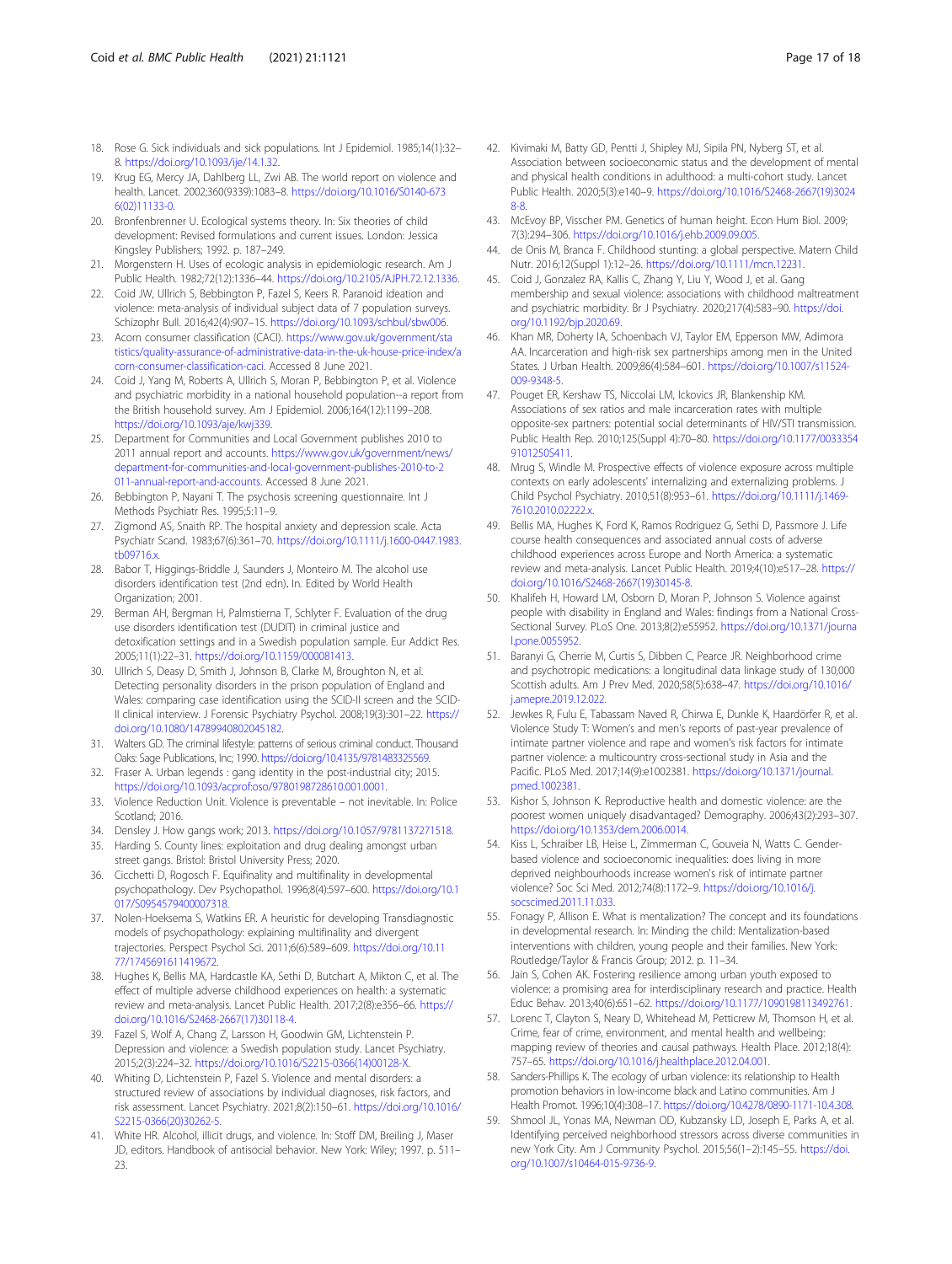18. Rose G. Sick individuals and sick populations. Int J Epidemiol. 1985;14(1):32–8. https://doi.org/10.1093/ije/14.1.32.
19. Krug EG, Mercy JA, Dahlberg LL, Zwi AB. The world report on violence and health. Lancet. 2002;360(9339):1083–8. https://doi.org/10.1016/S0140-6736(02)11133-0.
20. Bronfenbrenner U. Ecological systems theory. In: Six theories of child development: Revised formulations and current issues. London: Jessica Kingsley Publishers; 1992. p. 187–249.
21. Morgenstern H. Uses of ecologic analysis in epidemiologic research. Am J Public Health. 1982;72(12):1336–44. https://doi.org/10.2105/AJPH.72.12.1336.
22. Coid JW, Ullrich S, Bebbington P, Fazel S, Keers R. Paranoid ideation and violence: meta-analysis of individual subject data of 7 population surveys. Schizophr Bull. 2016;42(4):907–15. https://doi.org/10.1093/schbul/sbw006.
23. Acorn consumer classification (CACI). https://www.gov.uk/government/statistics/quality-assurance-of-administrative-data-in-the-uk-house-price-index/acorn-consumer-classification-caci. Accessed 8 June 2021.
24. Coid J, Yang M, Roberts A, Ullrich S, Moran P, Bebbington P, et al. Violence and psychiatric morbidity in a national household population--a report from the British household survey. Am J Epidemiol. 2006;164(12):1199–208. https://doi.org/10.1093/aje/kwj339.
25. Department for Communities and Local Government publishes 2010 to 2011 annual report and accounts. https://www.gov.uk/government/news/department-for-communities-and-local-government-publishes-2010-to-2011-annual-report-and-accounts. Accessed 8 June 2021.
26. Bebbington P, Nayani T. The psychosis screening questionnaire. Int J Methods Psychiatr Res. 1995;5:11–9.
27. Zigmond AS, Snaith RP. The hospital anxiety and depression scale. Acta Psychiatr Scand. 1983;67(6):361–70. https://doi.org/10.1111/j.1600-0447.1983.tb09716.x.
28. Babor T, Higgings-Briddle J, Saunders J, Monteiro M. The alcohol use disorders identification test (2nd edn). In. Edited by World Health Organization; 2001.
29. Berman AH, Bergman H, Palmstierna T, Schlyter F. Evaluation of the drug use disorders identification test (DUDIT) in criminal justice and detoxification settings and in a Swedish population sample. Eur Addict Res. 2005;11(1):22–31. https://doi.org/10.1159/000081413.
30. Ullrich S, Deasy D, Smith J, Johnson B, Clarke M, Broughton N, et al. Detecting personality disorders in the prison population of England and Wales: comparing case identification using the SCID-II screen and the SCID-II clinical interview. J Forensic Psychiatry Psychol. 2008;19(3):301–22. https://doi.org/10.1080/14789940802045182.
31. Walters GD. The criminal lifestyle: patterns of serious criminal conduct. Thousand Oaks: Sage Publications, Inc; 1990. https://doi.org/10.4135/9781483325569.
32. Fraser A. Urban legends : gang identity in the post-industrial city; 2015. https://doi.org/10.1093/acprof:oso/9780198728610.001.0001.
33. Violence Reduction Unit. Violence is preventable – not inevitable. In: Police Scotland; 2016.
34. Densley J. How gangs work; 2013. https://doi.org/10.1057/9781137271518.
35. Harding S. County lines: exploitation and drug dealing amongst urban street gangs. Bristol: Bristol University Press; 2020.
36. Cicchetti D, Rogosch F. Equifinality and multifinality in developmental psychopathology. Dev Psychopathol. 1996;8(4):597–600. https://doi.org/10.1017/S0954579400007318.
37. Nolen-Hoeksema S, Watkins ER. A heuristic for developing Transdiagnostic models of psychopathology: explaining multifinality and divergent trajectories. Perspect Psychol Sci. 2011;6(6):589–609. https://doi.org/10.1177/1745691611419672.
38. Hughes K, Bellis MA, Hardcastle KA, Sethi D, Butchart A, Mikton C, et al. The effect of multiple adverse childhood experiences on health: a systematic review and meta-analysis. Lancet Public Health. 2017;2(8):e356–66. https://doi.org/10.1016/S2468-2667(17)30118-4.
39. Fazel S, Wolf A, Chang Z, Larsson H, Goodwin GM, Lichtenstein P. Depression and violence: a Swedish population study. Lancet Psychiatry. 2015;2(3):224–32. https://doi.org/10.1016/S2215-0366(14)00128-X.
40. Whiting D, Lichtenstein P, Fazel S. Violence and mental disorders: a structured review of associations by individual diagnoses, risk factors, and risk assessment. Lancet Psychiatry. 2021;8(2):150–61. https://doi.org/10.1016/S2215-0366(20)30262-5.
41. White HR. Alcohol, illicit drugs, and violence. In: Stoff DM, Breiling J, Maser JD, editors. Handbook of antisocial behavior. New York: Wiley; 1997. p. 511–23.
42. Kivimaki M, Batty GD, Pentti J, Shipley MJ, Sipila PN, Nyberg ST, et al. Association between socioeconomic status and the development of mental and physical health conditions in adulthood: a multi-cohort study. Lancet Public Health. 2020;5(3):e140–9. https://doi.org/10.1016/S2468-2667(19)30248-8.
43. McEvoy BP, Visscher PM. Genetics of human height. Econ Hum Biol. 2009;7(3):294–306. https://doi.org/10.1016/j.ehb.2009.09.005.
44. de Onis M, Branca F. Childhood stunting: a global perspective. Matern Child Nutr. 2016;12(Suppl 1):12–26. https://doi.org/10.1111/mcn.12231.
45. Coid J, Gonzalez RA, Kallis C, Zhang Y, Liu Y, Wood J, et al. Gang membership and sexual violence: associations with childhood maltreatment and psychiatric morbidity. Br J Psychiatry. 2020;217(4):583–90. https://doi.org/10.1192/bjp.2020.69.
46. Khan MR, Doherty IA, Schoenbach VJ, Taylor EM, Epperson MW, Adimora AA. Incarceration and high-risk sex partnerships among men in the United States. J Urban Health. 2009;86(4):584–601. https://doi.org/10.1007/s11524-009-9348-5.
47. Pouget ER, Kershaw TS, Niccolai LM, Ickovics JR, Blankenship KM. Associations of sex ratios and male incarceration rates with multiple opposite-sex partners: potential social determinants of HIV/STI transmission. Public Health Rep. 2010;125(Suppl 4):70–80. https://doi.org/10.1177/00333549101250S411.
48. Mrug S, Windle M. Prospective effects of violence exposure across multiple contexts on early adolescents' internalizing and externalizing problems. J Child Psychol Psychiatry. 2010;51(8):953–61. https://doi.org/10.1111/j.1469-7610.2010.02222.x.
49. Bellis MA, Hughes K, Ford K, Ramos Rodriguez G, Sethi D, Passmore J. Life course health consequences and associated annual costs of adverse childhood experiences across Europe and North America: a systematic review and meta-analysis. Lancet Public Health. 2019;4(10):e517–28. https://doi.org/10.1016/S2468-2667(19)30145-8.
50. Khalifeh H, Howard LM, Osborn D, Moran P, Johnson S. Violence against people with disability in England and Wales: findings from a National Cross-Sectional Survey. PLoS One. 2013;8(2):e55952. https://doi.org/10.1371/journal.pone.0055952.
51. Baranyi G, Cherrie M, Curtis S, Dibben C, Pearce JR. Neighborhood crime and psychotropic medications: a longitudinal data linkage study of 130,000 Scottish adults. Am J Prev Med. 2020;58(5):638–47. https://doi.org/10.1016/j.amepre.2019.12.022.
52. Jewkes R, Fulu E, Tabassam Naved R, Chirwa E, Dunkle K, Haardörfer R, et al. Violence Study T: Women's and men's reports of past-year prevalence of intimate partner violence and rape and women's risk factors for intimate partner violence: a multicountry cross-sectional study in Asia and the Pacific. PLoS Med. 2017;14(9):e1002381. https://doi.org/10.1371/journal.pmed.1002381.
53. Kishor S, Johnson K. Reproductive health and domestic violence: are the poorest women uniquely disadvantaged? Demography. 2006;43(2):293–307. https://doi.org/10.1353/dem.2006.0014.
54. Kiss L, Schraiber LB, Heise L, Zimmerman C, Gouveia N, Watts C. Gender-based violence and socioeconomic inequalities: does living in more deprived neighbourhoods increase women's risk of intimate partner violence? Soc Sci Med. 2012;74(8):1172–9. https://doi.org/10.1016/j.socscimed.2011.11.033.
55. Fonagy P, Allison E. What is mentalization? The concept and its foundations in developmental research. In: Minding the child: Mentalization-based interventions with children, young people and their families. New York: Routledge/Taylor & Francis Group; 2012. p. 11–34.
56. Jain S, Cohen AK. Fostering resilience among urban youth exposed to violence: a promising area for interdisciplinary research and practice. Health Educ Behav. 2013;40(6):651–62. https://doi.org/10.1177/1090198113492761.
57. Lorenc T, Clayton S, Neary D, Whitehead M, Petticrew M, Thomson H, et al. Crime, fear of crime, environment, and mental health and wellbeing: mapping review of theories and causal pathways. Health Place. 2012;18(4):757–65. https://doi.org/10.1016/j.healthplace.2012.04.001.
58. Sanders-Phillips K. The ecology of urban violence: its relationship to Health promotion behaviors in low-income black and Latino communities. Am J Health Promot. 1996;10(4):308–17. https://doi.org/10.4278/0890-1171-10.4.308.
59. Shmool JL, Yonas MA, Newman OD, Kubzansky LD, Joseph E, Parks A, et al. Identifying perceived neighborhood stressors across diverse communities in new York City. Am J Community Psychol. 2015;56(1–2):145–55. https://doi.org/10.1007/s10464-015-9736-9.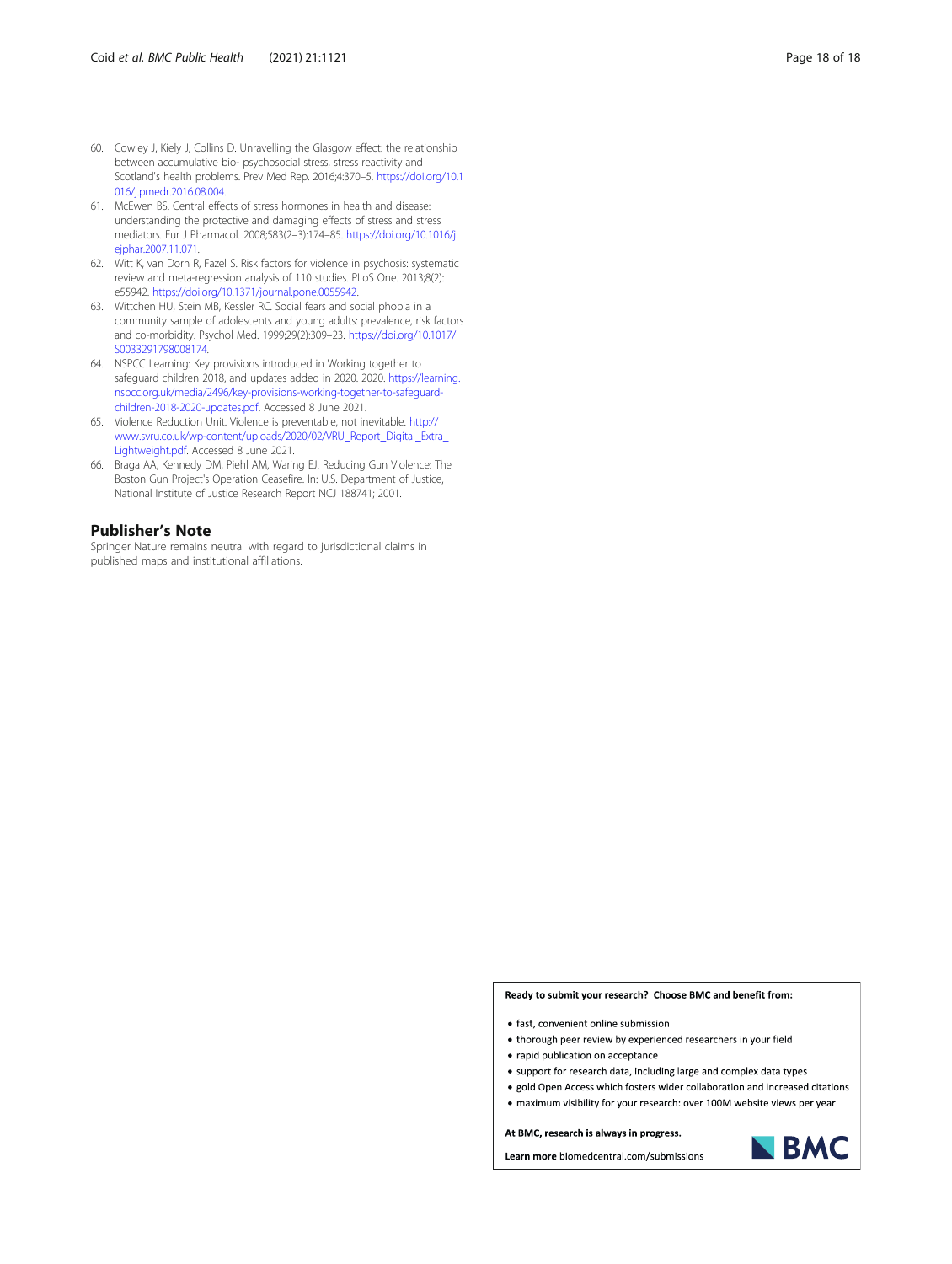60. Cowley J, Kiely J, Collins D. Unravelling the Glasgow effect: the relationship between accumulative bio- psychosocial stress, stress reactivity and Scotland's health problems. Prev Med Rep. 2016;4:370–5. https://doi.org/10.1016/j.pmedr.2016.08.004.
61. McEwen BS. Central effects of stress hormones in health and disease: understanding the protective and damaging effects of stress and stress mediators. Eur J Pharmacol. 2008;583(2–3):174–85. https://doi.org/10.1016/j.ejphar.2007.11.071.
62. Witt K, van Dorn R, Fazel S. Risk factors for violence in psychosis: systematic review and meta-regression analysis of 110 studies. PLoS One. 2013;8(2):e55942. https://doi.org/10.1371/journal.pone.0055942.
63. Wittchen HU, Stein MB, Kessler RC. Social fears and social phobia in a community sample of adolescents and young adults: prevalence, risk factors and co-morbidity. Psychol Med. 1999;29(2):309–23. https://doi.org/10.1017/S0033291798008174.
64. NSPCC Learning: Key provisions introduced in Working together to safeguard children 2018, and updates added in 2020. 2020. https://learning.nspcc.org.uk/media/2496/key-provisions-working-together-to-safeguard-children-2018-2020-updates.pdf. Accessed 8 June 2021.
65. Violence Reduction Unit. Violence is preventable, not inevitable. http://www.svru.co.uk/wp-content/uploads/2020/02/VRU_Report_Digital_Extra_Lightweight.pdf. Accessed 8 June 2021.
66. Braga AA, Kennedy DM, Piehl AM, Waring EJ. Reducing Gun Violence: The Boston Gun Project's Operation Ceasefire. In: U.S. Department of Justice, National Institute of Justice Research Report NCJ 188741; 2001.

## Publisher's Note

Springer Nature remains neutral with regard to jurisdictional claims in published maps and institutional affiliations.

**Ready to submit your research? Choose BMC and benefit from:**

- fast, convenient online submission
- thorough peer review by experienced researchers in your field
- rapid publication on acceptance
- support for research data, including large and complex data types
- gold Open Access which fosters wider collaboration and increased citations
- maximum visibility for your research: over 100M website views per year

**At BMC, research is always in progress.**

**Learn more** biomedcentral.com/submissions

BMC